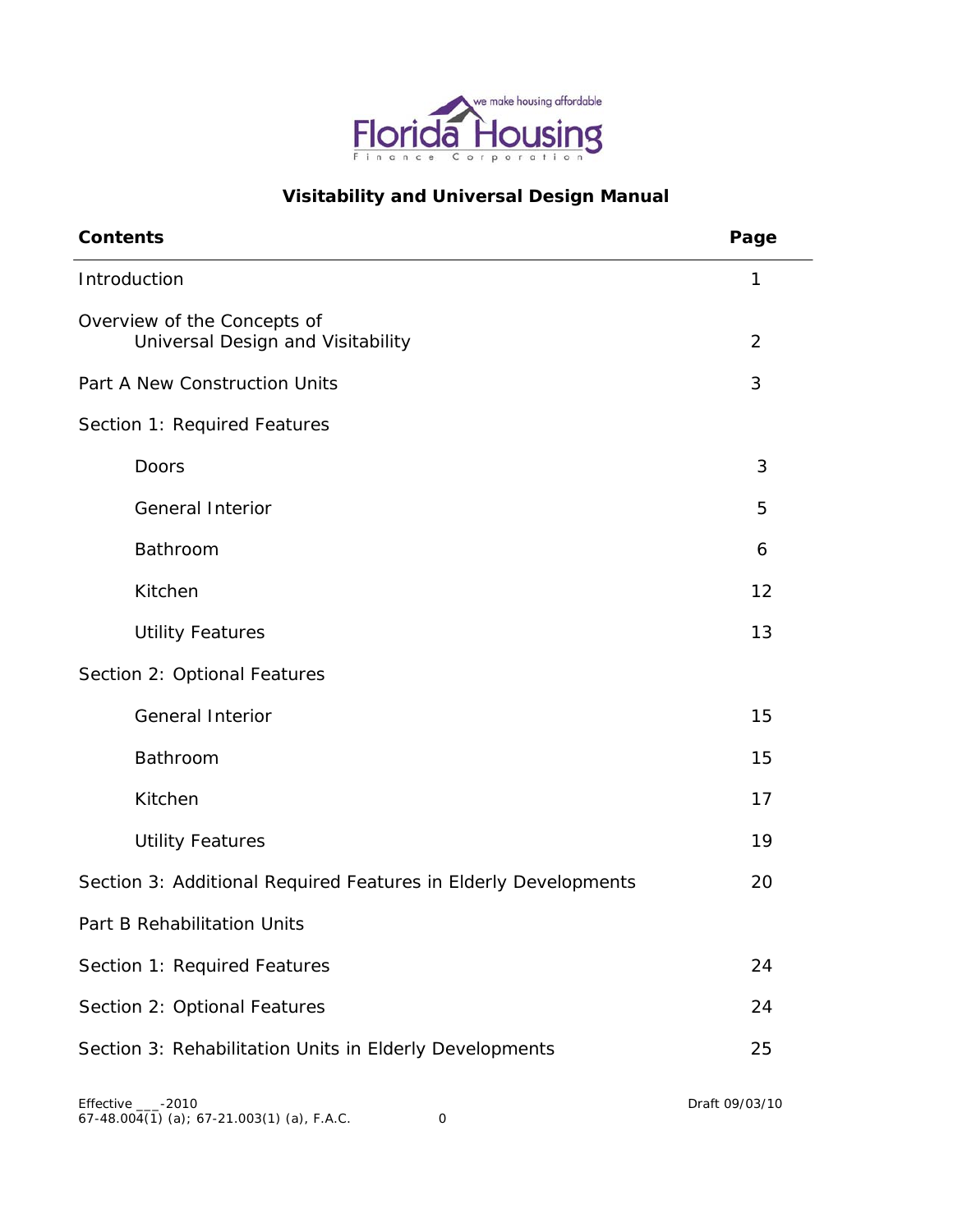# Visitability and Universal Design Manual

| Contents | Page |
|---|---|
| Introduction | 1 |
| Overview of the Concepts of Universal Design and Visitability | 2 |
| Part A New Construction Units | 3 |
| Section 1: Required Features | |
| Doors | 3 |
| General Interior | 5 |
| Bathroom | 6 |
| Kitchen | 12 |
| Utility Features | 13 |
| Section 2: Optional Features | |
| General Interior | 15 |
| Bathroom | 15 |
| Kitchen | 17 |
| Utility Features | 19 |
| Section 3: Additional Required Features in Elderly Developments | 20 |
| Part B Rehabilitation Units | |
| Section 1: Required Features | 24 |
| Section 2: Optional Features | 24 |
| Section 3: Rehabilitation Units in Elderly Developments | 25 |

Effective ___-2010
67-48.004(1) (a); 67-21.003(1) (a), F.A.C.

Draft 09/03/10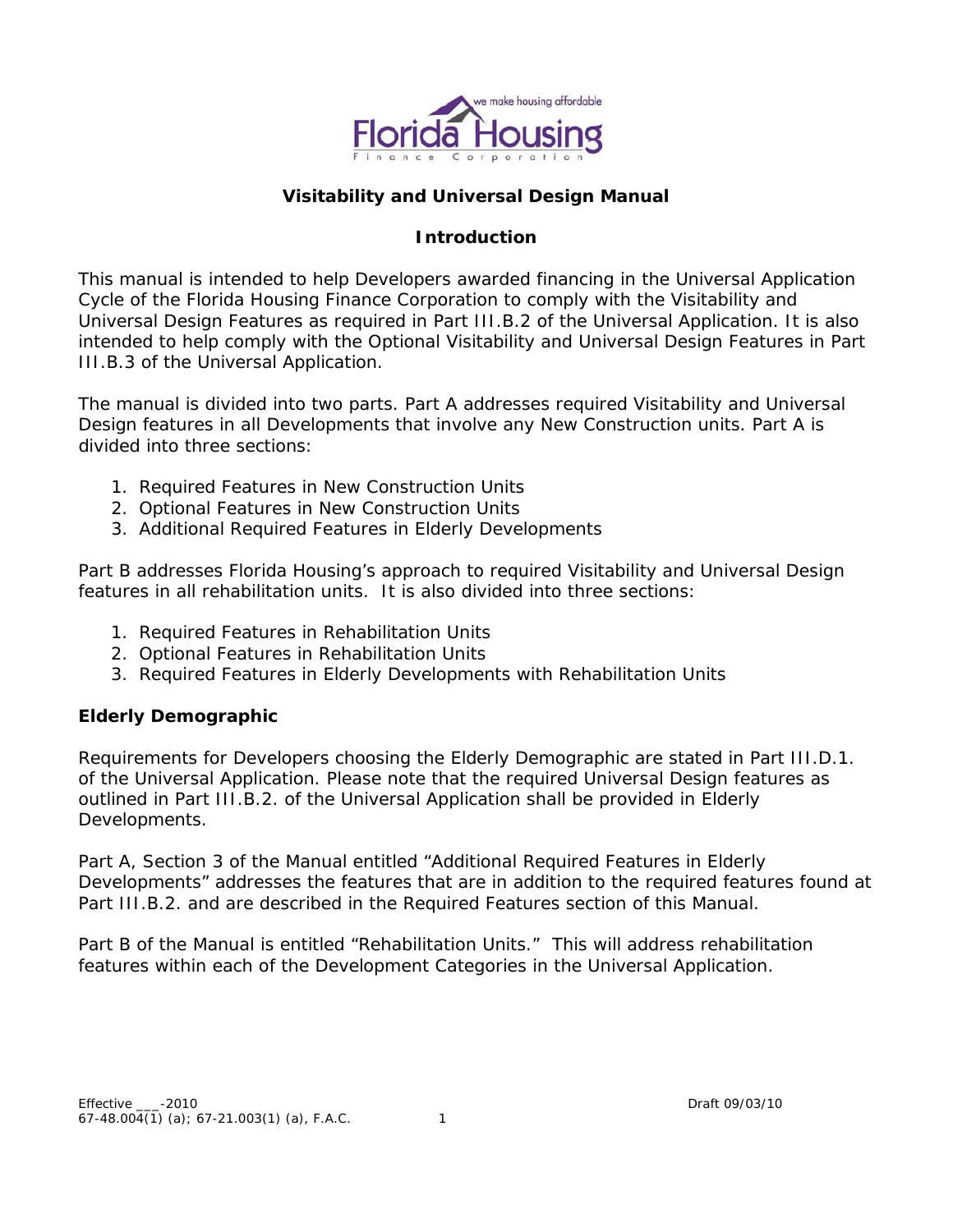# Visitability and Universal Design Manual

## Introduction

This manual is intended to help Developers awarded financing in the Universal Application Cycle of the Florida Housing Finance Corporation to comply with the Visitability and Universal Design Features as required in Part III.B.2 of the Universal Application. It is also intended to help comply with the Optional Visitability and Universal Design Features in Part III.B.3 of the Universal Application.

The manual is divided into two parts. Part A addresses required Visitability and Universal Design features in all Developments that involve any New Construction units. Part A is divided into three sections:

1. Required Features in New Construction Units
2. Optional Features in New Construction Units
3. Additional Required Features in Elderly Developments

Part B addresses Florida Housing's approach to required Visitability and Universal Design features in all rehabilitation units. It is also divided into three sections:

1. Required Features in Rehabilitation Units
2. Optional Features in Rehabilitation Units
3. Required Features in Elderly Developments with Rehabilitation Units

### Elderly Demographic

Requirements for Developers choosing the Elderly Demographic are stated in Part III.D.1. of the Universal Application. Please note that the required Universal Design features as outlined in Part III.B.2. of the Universal Application shall be provided in Elderly Developments.

Part A, Section 3 of the Manual entitled "Additional Required Features in Elderly Developments" addresses the features that are in addition to the required features found at Part III.B.2. and are described in the Required Features section of this Manual.

Part B of the Manual is entitled "Rehabilitation Units." This will address rehabilitation features within each of the Development Categories in the Universal Application.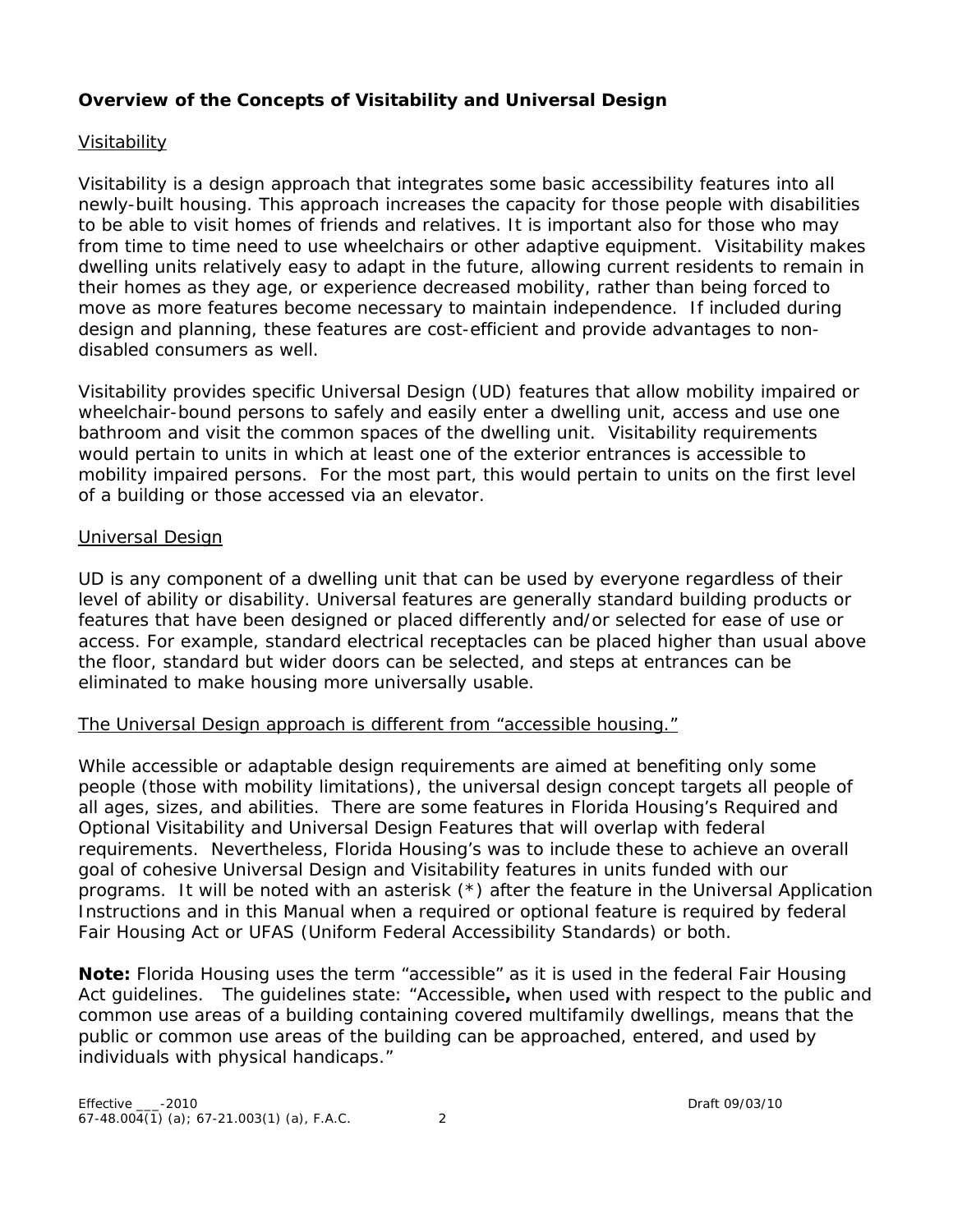**Overview of the Concepts of Visitability and Universal Design**

Visitability

Visitability is a design approach that integrates some basic accessibility features into all newly-built housing. This approach increases the capacity for those people with disabilities to be able to visit homes of friends and relatives. It is important also for those who may from time to time need to use wheelchairs or other adaptive equipment. Visitability makes dwelling units relatively easy to adapt in the future, allowing current residents to remain in their homes as they age, or experience decreased mobility, rather than being forced to move as more features become necessary to maintain independence. If included during design and planning, these features are cost-efficient and provide advantages to non-disabled consumers as well.

Visitability provides specific Universal Design (UD) features that allow mobility impaired or wheelchair-bound persons to safely and easily enter a dwelling unit, access and use one bathroom and visit the common spaces of the dwelling unit. Visitability requirements would pertain to units in which at least one of the exterior entrances is accessible to mobility impaired persons. For the most part, this would pertain to units on the first level of a building or those accessed via an elevator.

Universal Design

UD is any component of a dwelling unit that can be used by everyone regardless of their level of ability or disability. Universal features are generally standard building products or features that have been designed or placed differently and/or selected for ease of use or access. For example, standard electrical receptacles can be placed higher than usual above the floor, standard but wider doors can be selected, and steps at entrances can be eliminated to make housing more universally usable.

The Universal Design approach is different from "accessible housing."

While accessible or adaptable design requirements are aimed at benefiting only some people (those with mobility limitations), the universal design concept targets all people of all ages, sizes, and abilities. There are some features in Florida Housing's Required and Optional Visitability and Universal Design Features that will overlap with federal requirements. Nevertheless, Florida Housing's was to include these to achieve an overall goal of cohesive Universal Design and Visitability features in units funded with our programs. It will be noted with an asterisk (*) after the feature in the Universal Application Instructions and in this Manual when a required or optional feature is required by federal Fair Housing Act or UFAS (Uniform Federal Accessibility Standards) or both.

**Note:** Florida Housing uses the term "accessible" as it is used in the federal Fair Housing Act guidelines. The guidelines state: "Accessible**,** when used with respect to the public and common use areas of a building containing covered multifamily dwellings, means that the public or common use areas of the building can be approached, entered, and used by individuals with physical handicaps."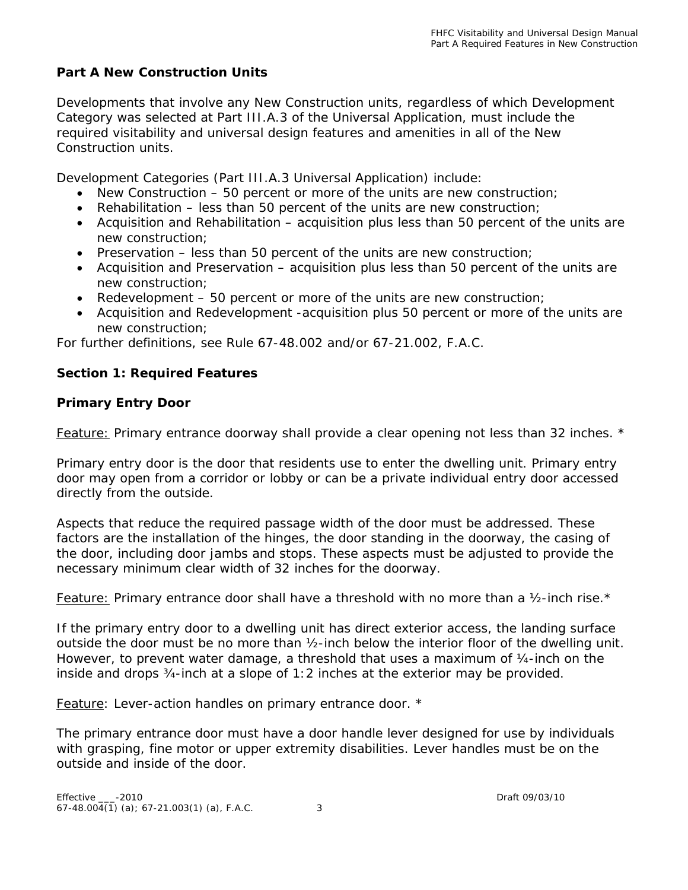## Part A New Construction Units

Developments that involve any New Construction units, regardless of which Development Category was selected at Part III.A.3 of the Universal Application, must include the required visitability and universal design features and amenities in all of the New Construction units.

Development Categories (Part III.A.3 Universal Application) include:

- New Construction – 50 percent or more of the units are new construction;
- Rehabilitation – less than 50 percent of the units are new construction;
- Acquisition and Rehabilitation – acquisition plus less than 50 percent of the units are new construction;
- Preservation – less than 50 percent of the units are new construction;
- Acquisition and Preservation – acquisition plus less than 50 percent of the units are new construction;
- Redevelopment – 50 percent or more of the units are new construction;
- Acquisition and Redevelopment -acquisition plus 50 percent or more of the units are new construction;

For further definitions, see Rule 67-48.002 and/or 67-21.002, F.A.C.

### Section 1: Required Features

### Primary Entry Door

Feature: Primary entrance doorway shall provide a clear opening not less than 32 inches. *

Primary entry door is the door that residents use to enter the dwelling unit. Primary entry door may open from a corridor or lobby or can be a private individual entry door accessed directly from the outside.

Aspects that reduce the required passage width of the door must be addressed. These factors are the installation of the hinges, the door standing in the doorway, the casing of the door, including door jambs and stops. These aspects must be adjusted to provide the necessary minimum clear width of 32 inches for the doorway.

Feature: Primary entrance door shall have a threshold with no more than a ½-inch rise.*

If the primary entry door to a dwelling unit has direct exterior access, the landing surface outside the door must be no more than ½-inch below the interior floor of the dwelling unit. However, to prevent water damage, a threshold that uses a maximum of ¼-inch on the inside and drops ¾-inch at a slope of 1:2 inches at the exterior may be provided.

Feature: Lever-action handles on primary entrance door. *

The primary entrance door must have a door handle lever designed for use by individuals with grasping, fine motor or upper extremity disabilities. Lever handles must be on the outside and inside of the door.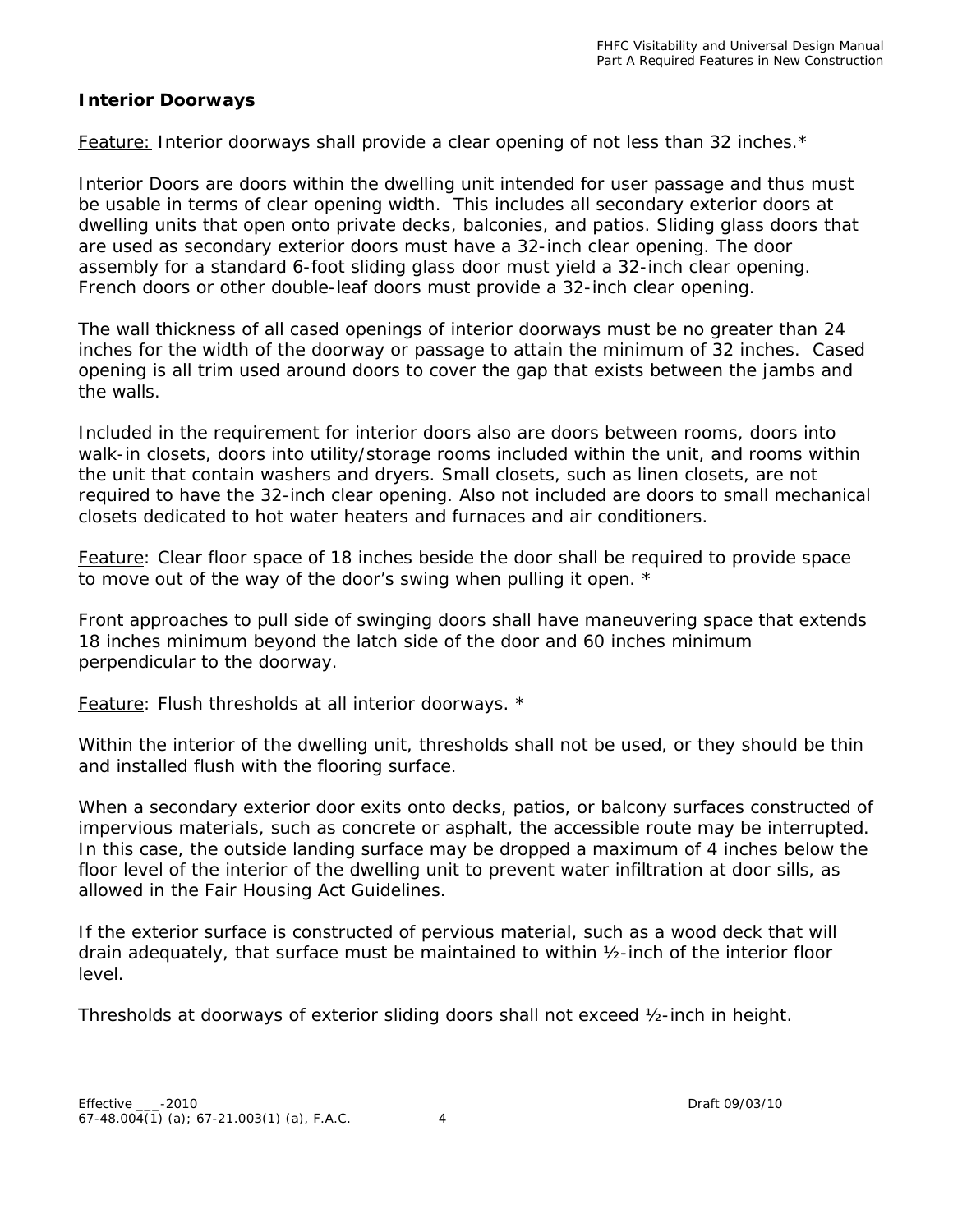## Interior Doorways

Feature: Interior doorways shall provide a clear opening of not less than 32 inches.*

Interior Doors are doors within the dwelling unit intended for user passage and thus must be usable in terms of clear opening width. This includes all secondary exterior doors at dwelling units that open onto private decks, balconies, and patios. Sliding glass doors that are used as secondary exterior doors must have a 32-inch clear opening. The door assembly for a standard 6-foot sliding glass door must yield a 32-inch clear opening. French doors or other double-leaf doors must provide a 32-inch clear opening.

The wall thickness of all cased openings of interior doorways must be no greater than 24 inches for the width of the doorway or passage to attain the minimum of 32 inches. Cased opening is all trim used around doors to cover the gap that exists between the jambs and the walls.

Included in the requirement for interior doors also are doors between rooms, doors into walk-in closets, doors into utility/storage rooms included within the unit, and rooms within the unit that contain washers and dryers. Small closets, such as linen closets, are not required to have the 32-inch clear opening. Also not included are doors to small mechanical closets dedicated to hot water heaters and furnaces and air conditioners.

Feature: Clear floor space of 18 inches beside the door shall be required to provide space to move out of the way of the door's swing when pulling it open. *

Front approaches to pull side of swinging doors shall have maneuvering space that extends 18 inches minimum beyond the latch side of the door and 60 inches minimum perpendicular to the doorway.

Feature: Flush thresholds at all interior doorways. *

Within the interior of the dwelling unit, thresholds shall not be used, or they should be thin and installed flush with the flooring surface.

When a secondary exterior door exits onto decks, patios, or balcony surfaces constructed of impervious materials, such as concrete or asphalt, the accessible route may be interrupted. In this case, the outside landing surface may be dropped a maximum of 4 inches below the floor level of the interior of the dwelling unit to prevent water infiltration at door sills, as allowed in the Fair Housing Act Guidelines.

If the exterior surface is constructed of pervious material, such as a wood deck that will drain adequately, that surface must be maintained to within ½-inch of the interior floor level.

Thresholds at doorways of exterior sliding doors shall not exceed ½-inch in height.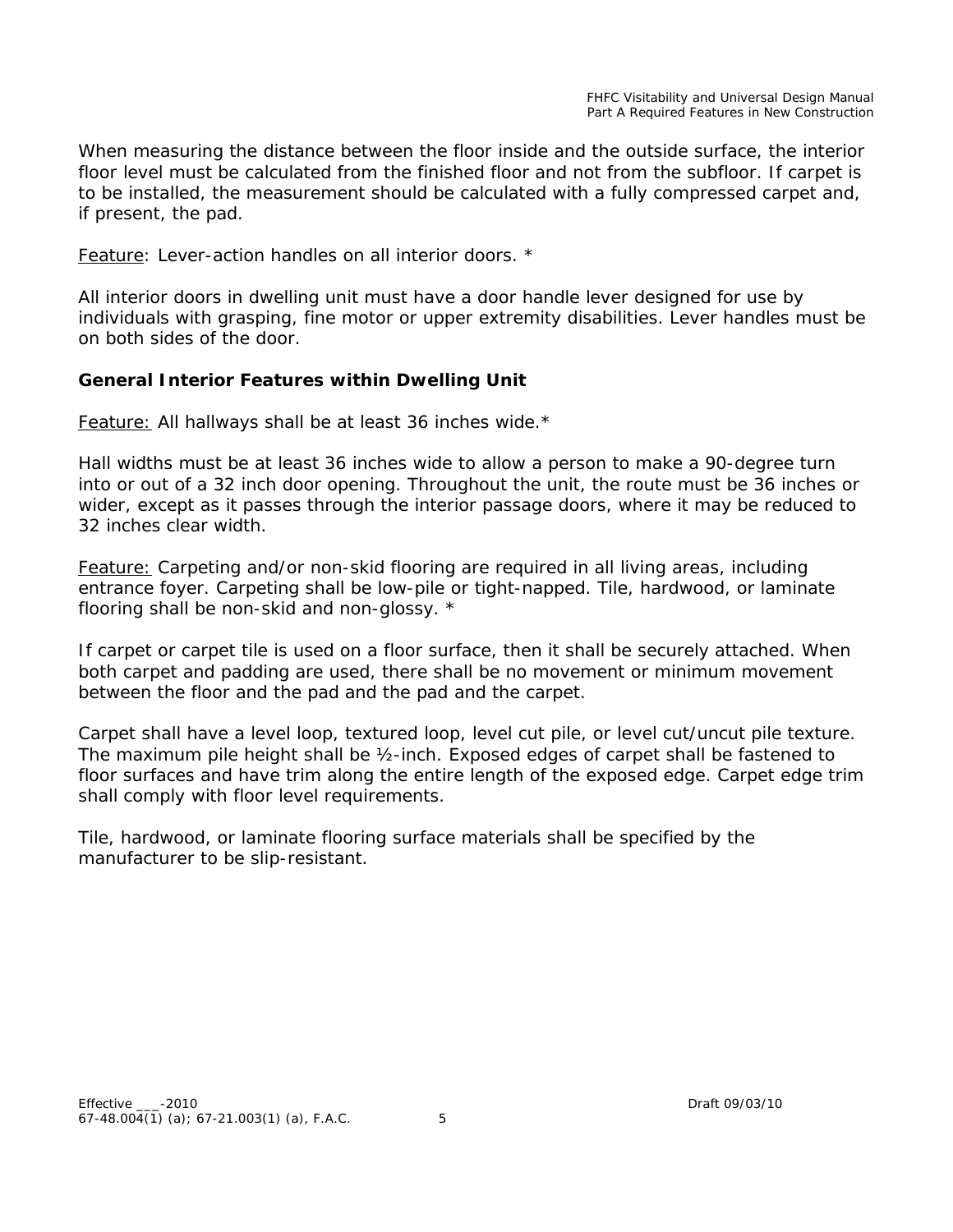When measuring the distance between the floor inside and the outside surface, the interior floor level must be calculated from the finished floor and not from the subfloor. If carpet is to be installed, the measurement should be calculated with a fully compressed carpet and, if present, the pad.

Feature: Lever-action handles on all interior doors. *

All interior doors in dwelling unit must have a door handle lever designed for use by individuals with grasping, fine motor or upper extremity disabilities. Lever handles must be on both sides of the door.

**General Interior Features within Dwelling Unit**

Feature: All hallways shall be at least 36 inches wide.*

Hall widths must be at least 36 inches wide to allow a person to make a 90-degree turn into or out of a 32 inch door opening. Throughout the unit, the route must be 36 inches or wider, except as it passes through the interior passage doors, where it may be reduced to 32 inches clear width.

Feature: Carpeting and/or non-skid flooring are required in all living areas, including entrance foyer. Carpeting shall be low-pile or tight-napped. Tile, hardwood, or laminate flooring shall be non-skid and non-glossy. *

If carpet or carpet tile is used on a floor surface, then it shall be securely attached. When both carpet and padding are used, there shall be no movement or minimum movement between the floor and the pad and the pad and the carpet.

Carpet shall have a level loop, textured loop, level cut pile, or level cut/uncut pile texture. The maximum pile height shall be ½-inch. Exposed edges of carpet shall be fastened to floor surfaces and have trim along the entire length of the exposed edge. Carpet edge trim shall comply with floor level requirements.

Tile, hardwood, or laminate flooring surface materials shall be specified by the manufacturer to be slip-resistant.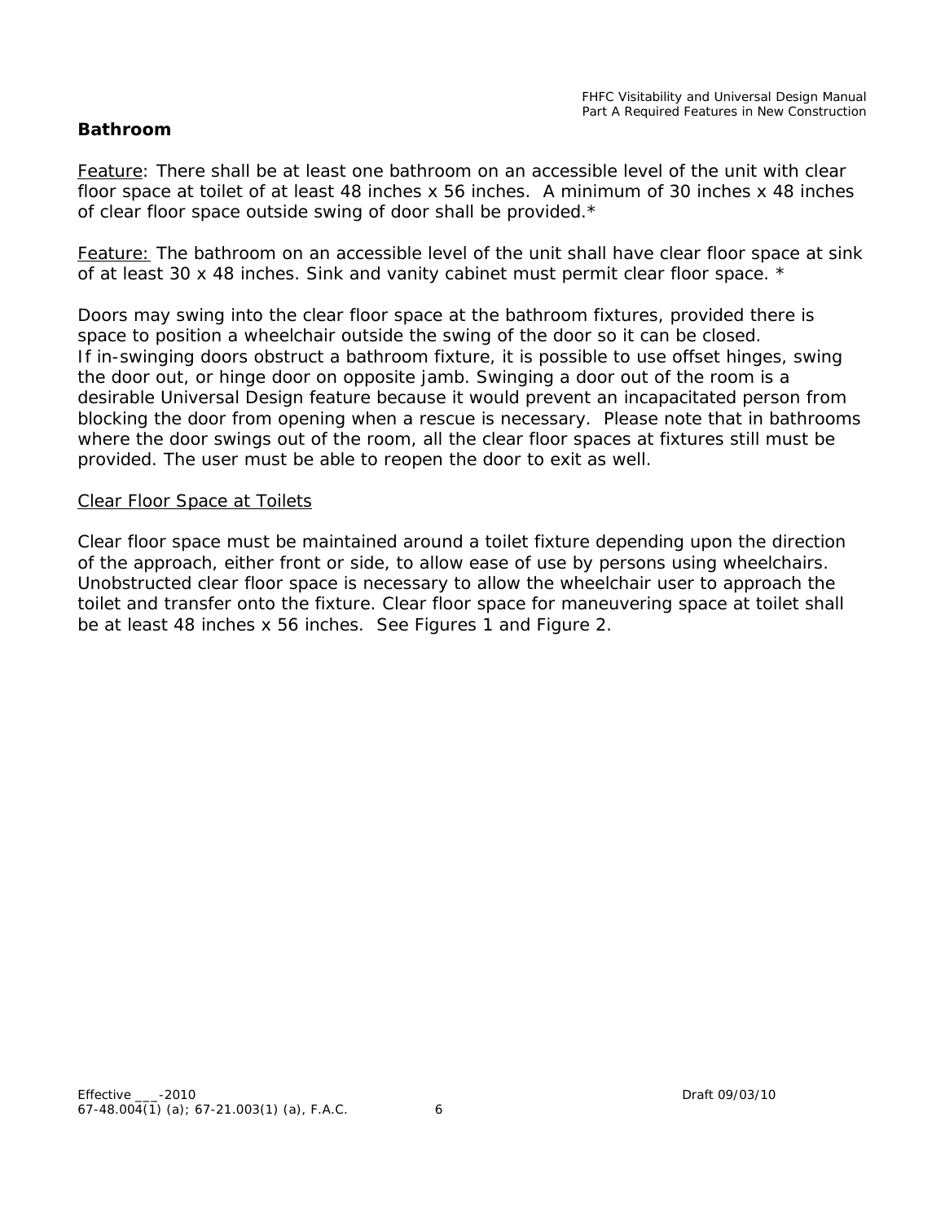## Bathroom

Feature: There shall be at least one bathroom on an accessible level of the unit with clear floor space at toilet of at least 48 inches x 56 inches. A minimum of 30 inches x 48 inches of clear floor space outside swing of door shall be provided.*

Feature: The bathroom on an accessible level of the unit shall have clear floor space at sink of at least 30 x 48 inches. Sink and vanity cabinet must permit clear floor space. *

Doors may swing into the clear floor space at the bathroom fixtures, provided there is space to position a wheelchair outside the swing of the door so it can be closed. If in-swinging doors obstruct a bathroom fixture, it is possible to use offset hinges, swing the door out, or hinge door on opposite jamb. Swinging a door out of the room is a desirable Universal Design feature because it would prevent an incapacitated person from blocking the door from opening when a rescue is necessary. Please note that in bathrooms where the door swings out of the room, all the clear floor spaces at fixtures still must be provided. The user must be able to reopen the door to exit as well.

### Clear Floor Space at Toilets

Clear floor space must be maintained around a toilet fixture depending upon the direction of the approach, either front or side, to allow ease of use by persons using wheelchairs. Unobstructed clear floor space is necessary to allow the wheelchair user to approach the toilet and transfer onto the fixture. Clear floor space for maneuvering space at toilet shall be at least 48 inches x 56 inches. See Figures 1 and Figure 2.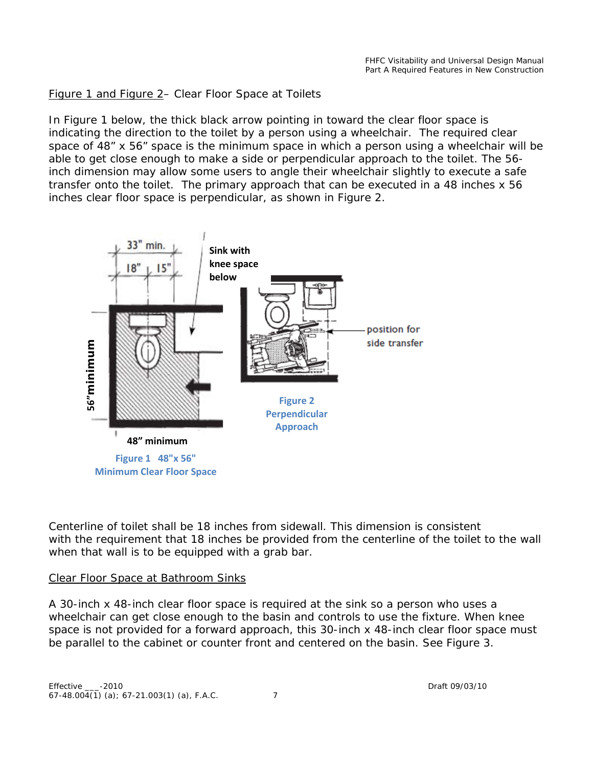Figure 1 and Figure 2– Clear Floor Space at Toilets

In Figure 1 below, the thick black arrow pointing in toward the clear floor space is indicating the direction to the toilet by a person using a wheelchair. The required clear space of 48" x 56" space is the minimum space in which a person using a wheelchair will be able to get close enough to make a side or perpendicular approach to the toilet. The 56-inch dimension may allow some users to angle their wheelchair slightly to execute a safe transfer onto the toilet. The primary approach that can be executed in a 48 inches x 56 inches clear floor space is perpendicular, as shown in Figure 2.

Figure 1 48"x 56" Minimum Clear Floor Space

Figure 2 Perpendicular Approach

Centerline of toilet shall be 18 inches from sidewall. This dimension is consistent with the requirement that 18 inches be provided from the centerline of the toilet to the wall when that wall is to be equipped with a grab bar.

Clear Floor Space at Bathroom Sinks

A 30-inch x 48-inch clear floor space is required at the sink so a person who uses a wheelchair can get close enough to the basin and controls to use the fixture. When knee space is not provided for a forward approach, this 30-inch x 48-inch clear floor space must be parallel to the cabinet or counter front and centered on the basin. See Figure 3.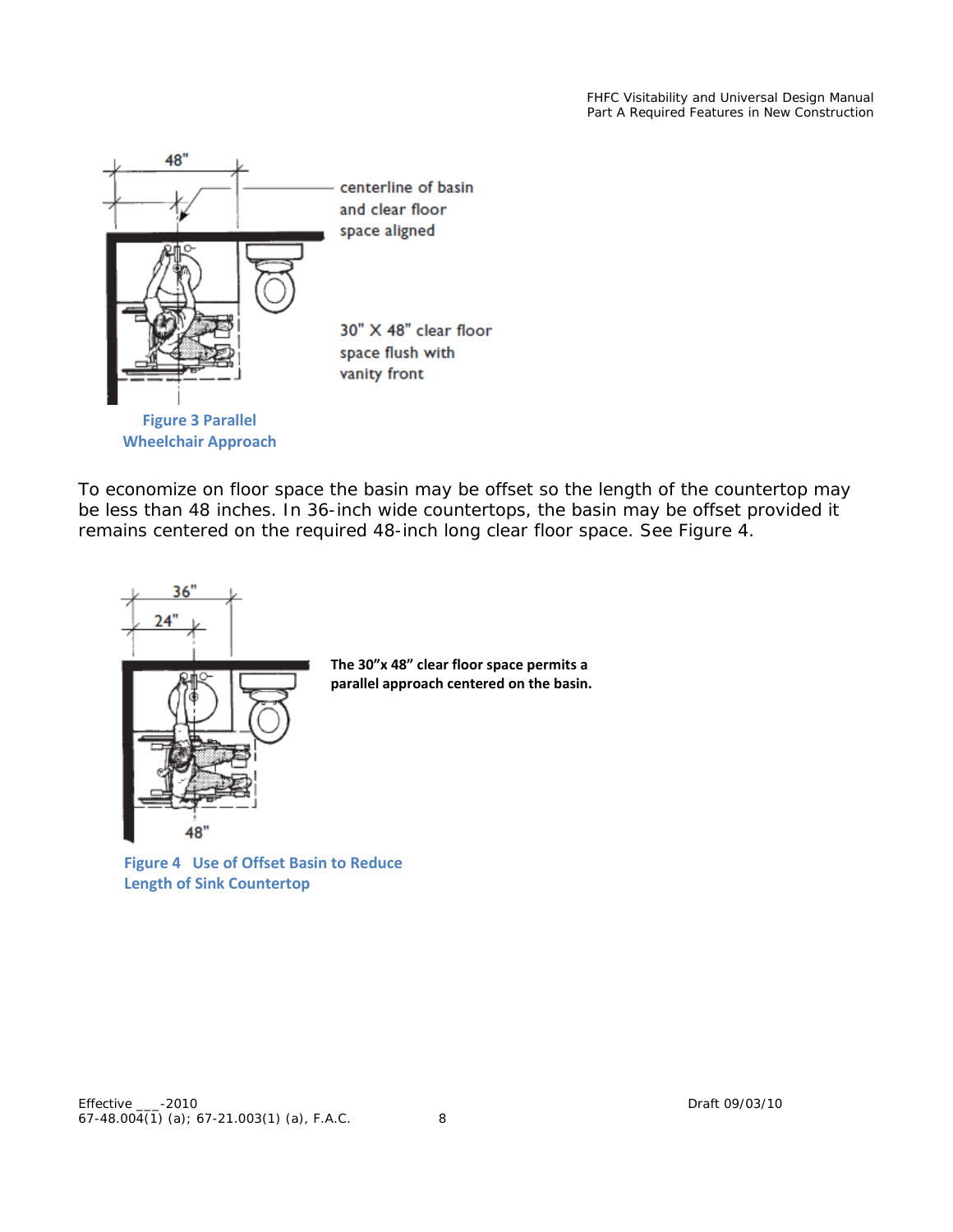centerline of basin and clear floor space aligned

30" X 48" clear floor space flush with vanity front

**Figure 3 Parallel Wheelchair Approach**

To economize on floor space the basin may be offset so the length of the countertop may be less than 48 inches. In 36-inch wide countertops, the basin may be offset provided it remains centered on the required 48-inch long clear floor space. See Figure 4.

**The 30"x 48" clear floor space permits a parallel approach centered on the basin.**

**Figure 4 Use of Offset Basin to Reduce Length of Sink Countertop**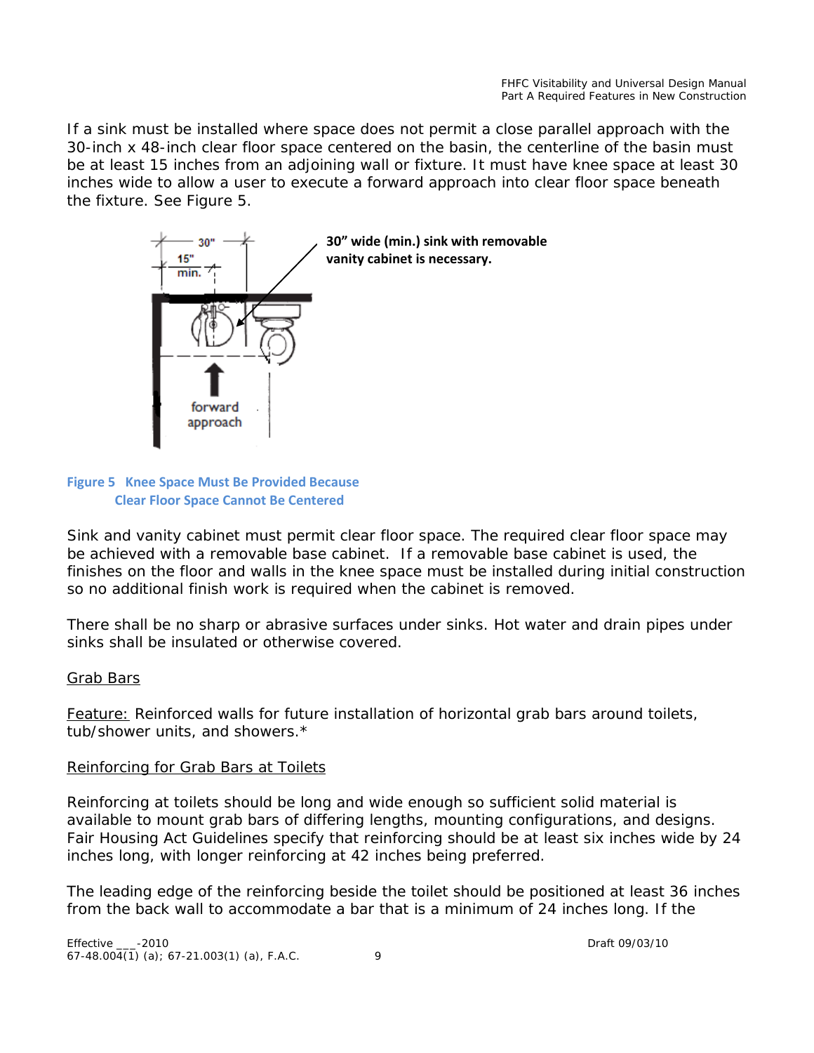If a sink must be installed where space does not permit a close parallel approach with the 30-inch x 48-inch clear floor space centered on the basin, the centerline of the basin must be at least 15 inches from an adjoining wall or fixture. It must have knee space at least 30 inches wide to allow a user to execute a forward approach into clear floor space beneath the fixture. See Figure 5.

**30" wide (min.) sink with removable vanity cabinet is necessary.**

**Figure 5 Knee Space Must Be Provided Because Clear Floor Space Cannot Be Centered**

Sink and vanity cabinet must permit clear floor space. The required clear floor space may be achieved with a removable base cabinet. If a removable base cabinet is used, the finishes on the floor and walls in the knee space must be installed during initial construction so no additional finish work is required when the cabinet is removed.

There shall be no sharp or abrasive surfaces under sinks. Hot water and drain pipes under sinks shall be insulated or otherwise covered.

<u>Grab Bars</u>

<u>Feature:</u> Reinforced walls for future installation of horizontal grab bars around toilets, tub/shower units, and showers.*

<u>Reinforcing for Grab Bars at Toilets</u>

Reinforcing at toilets should be long and wide enough so sufficient solid material is available to mount grab bars of differing lengths, mounting configurations, and designs. Fair Housing Act Guidelines specify that reinforcing should be at least six inches wide by 24 inches long, with longer reinforcing at 42 inches being preferred.

The leading edge of the reinforcing beside the toilet should be positioned at least 36 inches from the back wall to accommodate a bar that is a minimum of 24 inches long. If the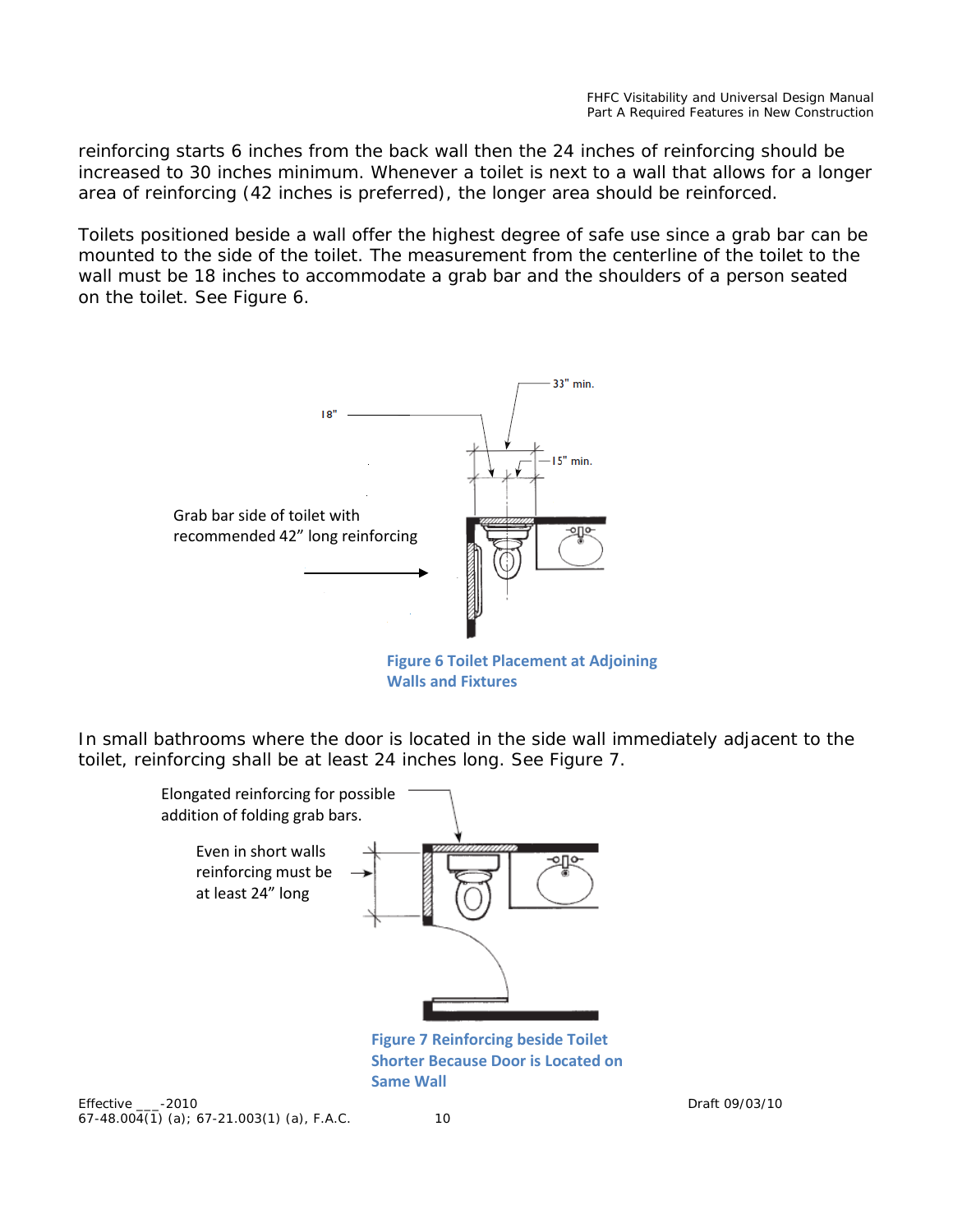reinforcing starts 6 inches from the back wall then the 24 inches of reinforcing should be increased to 30 inches minimum. Whenever a toilet is next to a wall that allows for a longer area of reinforcing (42 inches is preferred), the longer area should be reinforced.

Toilets positioned beside a wall offer the highest degree of safe use since a grab bar can be mounted to the side of the toilet. The measurement from the centerline of the toilet to the wall must be 18 inches to accommodate a grab bar and the shoulders of a person seated on the toilet. See Figure 6.

Grab bar side of toilet with recommended 42" long reinforcing

18"

33" min.

15" min.

**Figure 6 Toilet Placement at Adjoining Walls and Fixtures**

In small bathrooms where the door is located in the side wall immediately adjacent to the toilet, reinforcing shall be at least 24 inches long. See Figure 7.

Elongated reinforcing for possible addition of folding grab bars.

Even in short walls reinforcing must be at least 24" long

**Figure 7 Reinforcing beside Toilet Shorter Because Door is Located on Same Wall**

Effective ___-2010
67-48.004(1) (a); 67-21.003(1) (a), F.A.C.

Draft 09/03/10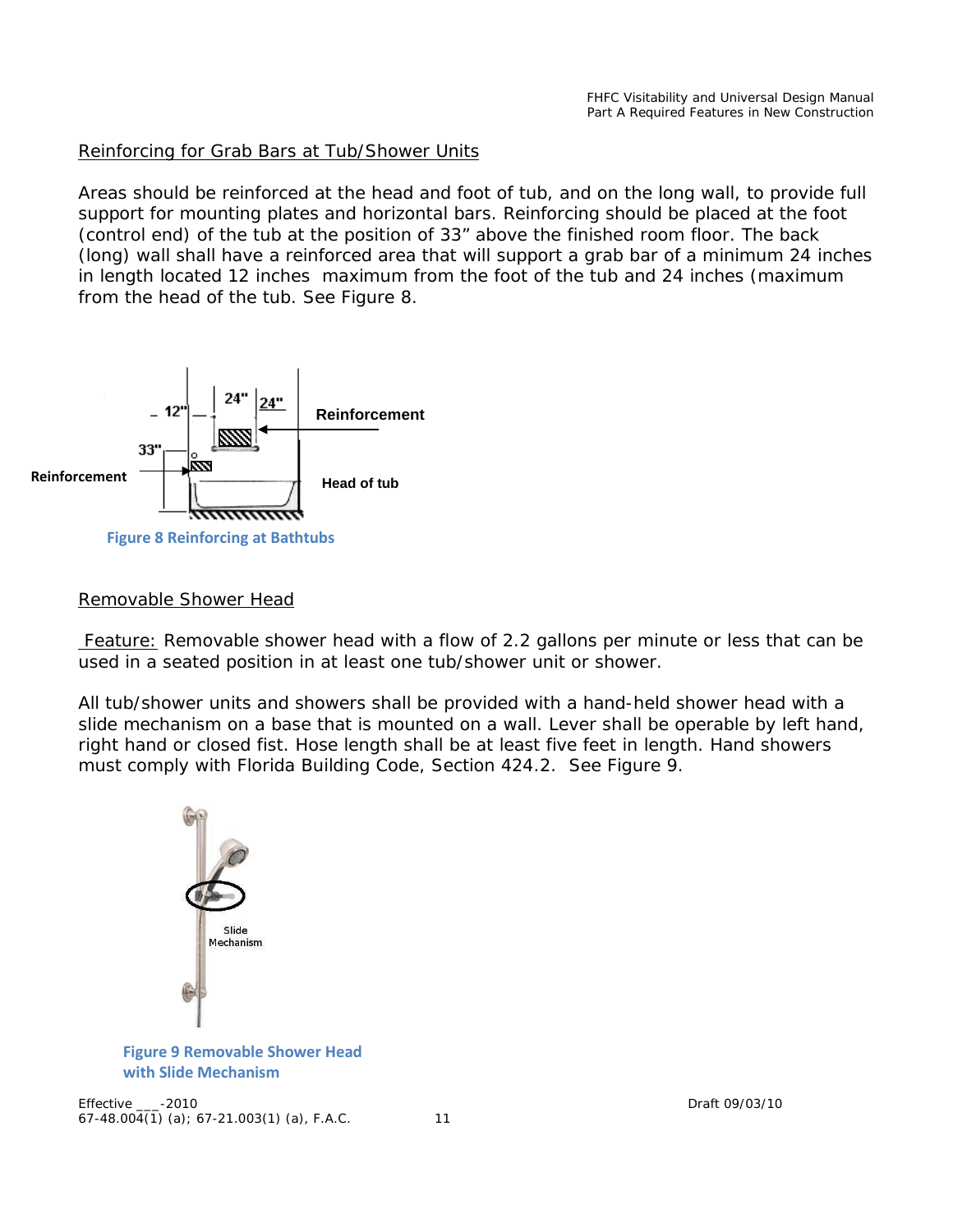Reinforcing for Grab Bars at Tub/Shower Units

Areas should be reinforced at the head and foot of tub, and on the long wall, to provide full support for mounting plates and horizontal bars. Reinforcing should be placed at the foot (control end) of the tub at the position of 33" above the finished room floor. The back (long) wall shall have a reinforced area that will support a grab bar of a minimum 24 inches in length located 12 inches maximum from the foot of the tub and 24 inches (maximum from the head of the tub. See Figure 8.

Figure 8 Reinforcing at Bathtubs

Removable Shower Head

Feature: Removable shower head with a flow of 2.2 gallons per minute or less that can be used in a seated position in at least one tub/shower unit or shower.

All tub/shower units and showers shall be provided with a hand-held shower head with a slide mechanism on a base that is mounted on a wall. Lever shall be operable by left hand, right hand or closed fist. Hose length shall be at least five feet in length. Hand showers must comply with Florida Building Code, Section 424.2. See Figure 9.

Figure 9 Removable Shower Head with Slide Mechanism

Effective ___-2010
67-48.004(1) (a); 67-21.003(1) (a), F.A.C.

Draft 09/03/10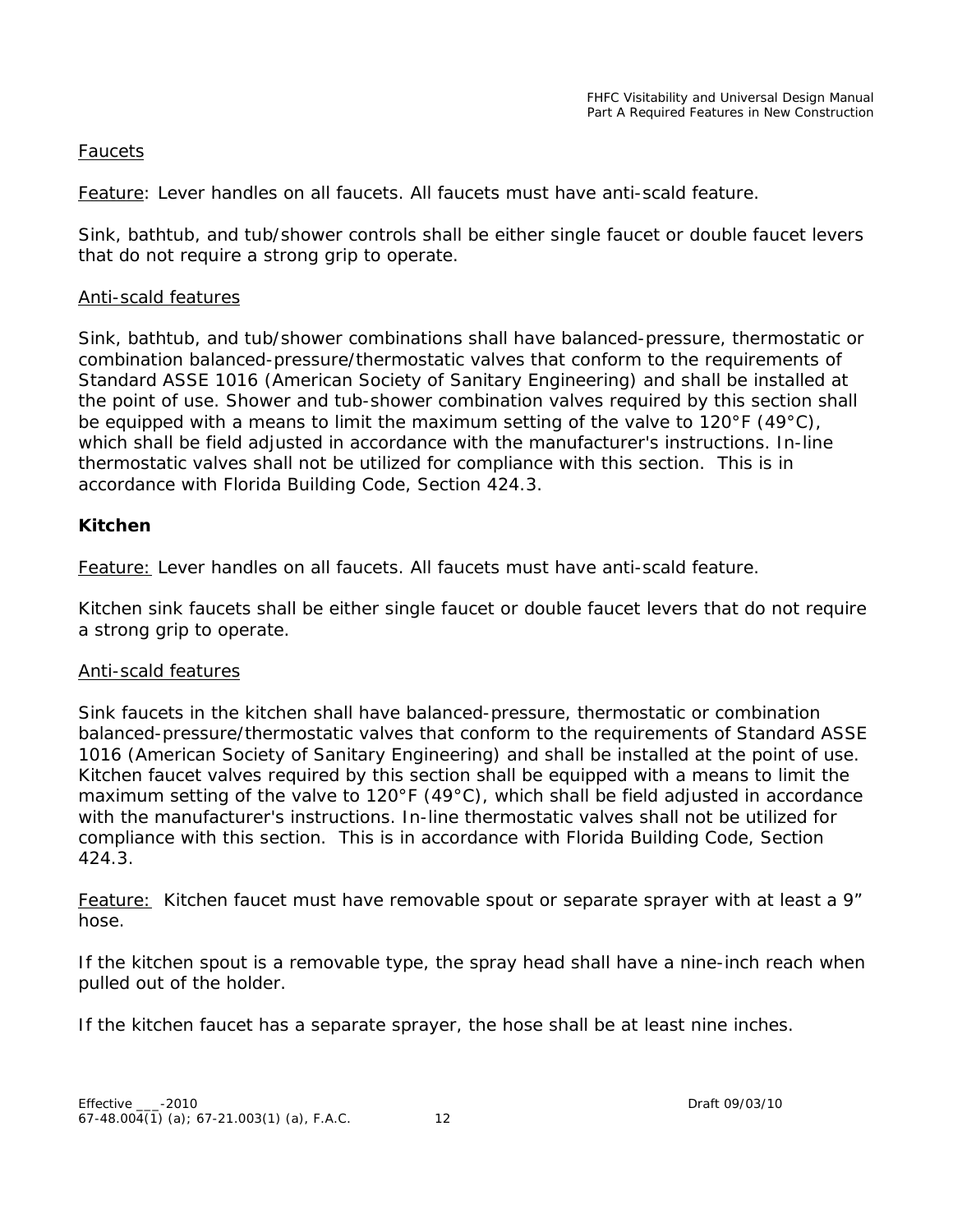Faucets

Feature: Lever handles on all faucets. All faucets must have anti-scald feature.

Sink, bathtub, and tub/shower controls shall be either single faucet or double faucet levers that do not require a strong grip to operate.

Anti-scald features

Sink, bathtub, and tub/shower combinations shall have balanced-pressure, thermostatic or combination balanced-pressure/thermostatic valves that conform to the requirements of Standard ASSE 1016 (American Society of Sanitary Engineering) and shall be installed at the point of use. Shower and tub-shower combination valves required by this section shall be equipped with a means to limit the maximum setting of the valve to 120°F (49°C), which shall be field adjusted in accordance with the manufacturer's instructions. In-line thermostatic valves shall not be utilized for compliance with this section. This is in accordance with Florida Building Code, Section 424.3.

**Kitchen**

Feature: Lever handles on all faucets. All faucets must have anti-scald feature.

Kitchen sink faucets shall be either single faucet or double faucet levers that do not require a strong grip to operate.

Anti-scald features

Sink faucets in the kitchen shall have balanced-pressure, thermostatic or combination balanced-pressure/thermostatic valves that conform to the requirements of Standard ASSE 1016 (American Society of Sanitary Engineering) and shall be installed at the point of use. Kitchen faucet valves required by this section shall be equipped with a means to limit the maximum setting of the valve to 120°F (49°C), which shall be field adjusted in accordance with the manufacturer's instructions. In-line thermostatic valves shall not be utilized for compliance with this section. This is in accordance with Florida Building Code, Section 424.3.

Feature: Kitchen faucet must have removable spout or separate sprayer with at least a 9" hose.

If the kitchen spout is a removable type, the spray head shall have a nine-inch reach when pulled out of the holder.

If the kitchen faucet has a separate sprayer, the hose shall be at least nine inches.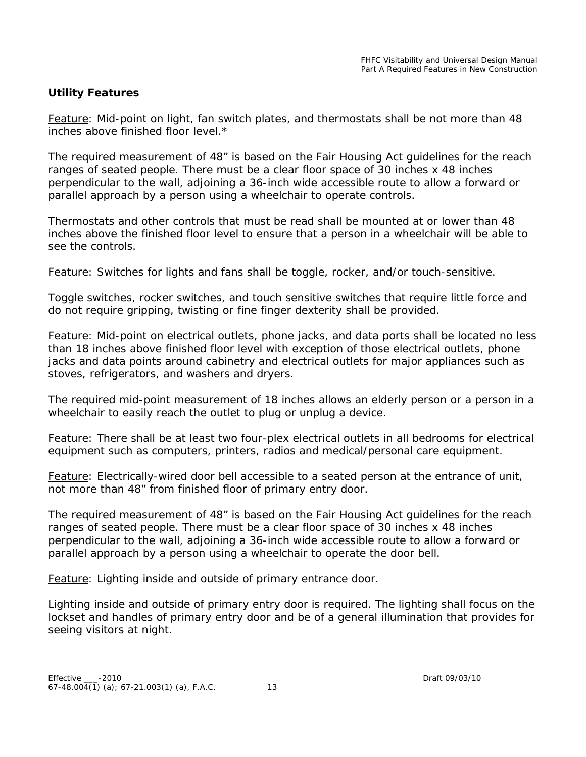**Utility Features**

Feature: Mid-point on light, fan switch plates, and thermostats shall be not more than 48 inches above finished floor level.*

The required measurement of 48" is based on the Fair Housing Act guidelines for the reach ranges of seated people. There must be a clear floor space of 30 inches x 48 inches perpendicular to the wall, adjoining a 36-inch wide accessible route to allow a forward or parallel approach by a person using a wheelchair to operate controls.

Thermostats and other controls that must be read shall be mounted at or lower than 48 inches above the finished floor level to ensure that a person in a wheelchair will be able to see the controls.

Feature: Switches for lights and fans shall be toggle, rocker, and/or touch-sensitive.

Toggle switches, rocker switches, and touch sensitive switches that require little force and do not require gripping, twisting or fine finger dexterity shall be provided.

Feature: Mid-point on electrical outlets, phone jacks, and data ports shall be located no less than 18 inches above finished floor level with exception of those electrical outlets, phone jacks and data points around cabinetry and electrical outlets for major appliances such as stoves, refrigerators, and washers and dryers.

The required mid-point measurement of 18 inches allows an elderly person or a person in a wheelchair to easily reach the outlet to plug or unplug a device.

Feature: There shall be at least two four-plex electrical outlets in all bedrooms for electrical equipment such as computers, printers, radios and medical/personal care equipment.

Feature: Electrically-wired door bell accessible to a seated person at the entrance of unit, not more than 48" from finished floor of primary entry door.

The required measurement of 48" is based on the Fair Housing Act guidelines for the reach ranges of seated people. There must be a clear floor space of 30 inches x 48 inches perpendicular to the wall, adjoining a 36-inch wide accessible route to allow a forward or parallel approach by a person using a wheelchair to operate the door bell.

Feature: Lighting inside and outside of primary entrance door.

Lighting inside and outside of primary entry door is required. The lighting shall focus on the lockset and handles of primary entry door and be of a general illumination that provides for seeing visitors at night.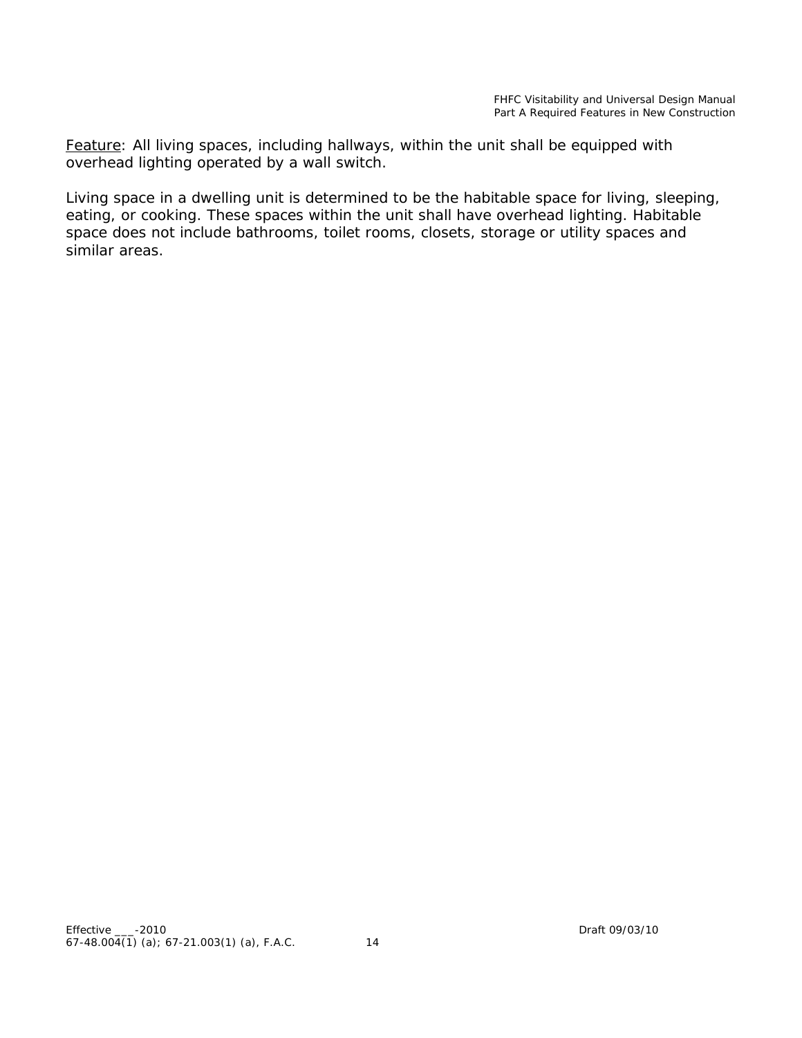Feature: All living spaces, including hallways, within the unit shall be equipped with overhead lighting operated by a wall switch.

Living space in a dwelling unit is determined to be the habitable space for living, sleeping, eating, or cooking. These spaces within the unit shall have overhead lighting. Habitable space does not include bathrooms, toilet rooms, closets, storage or utility spaces and similar areas.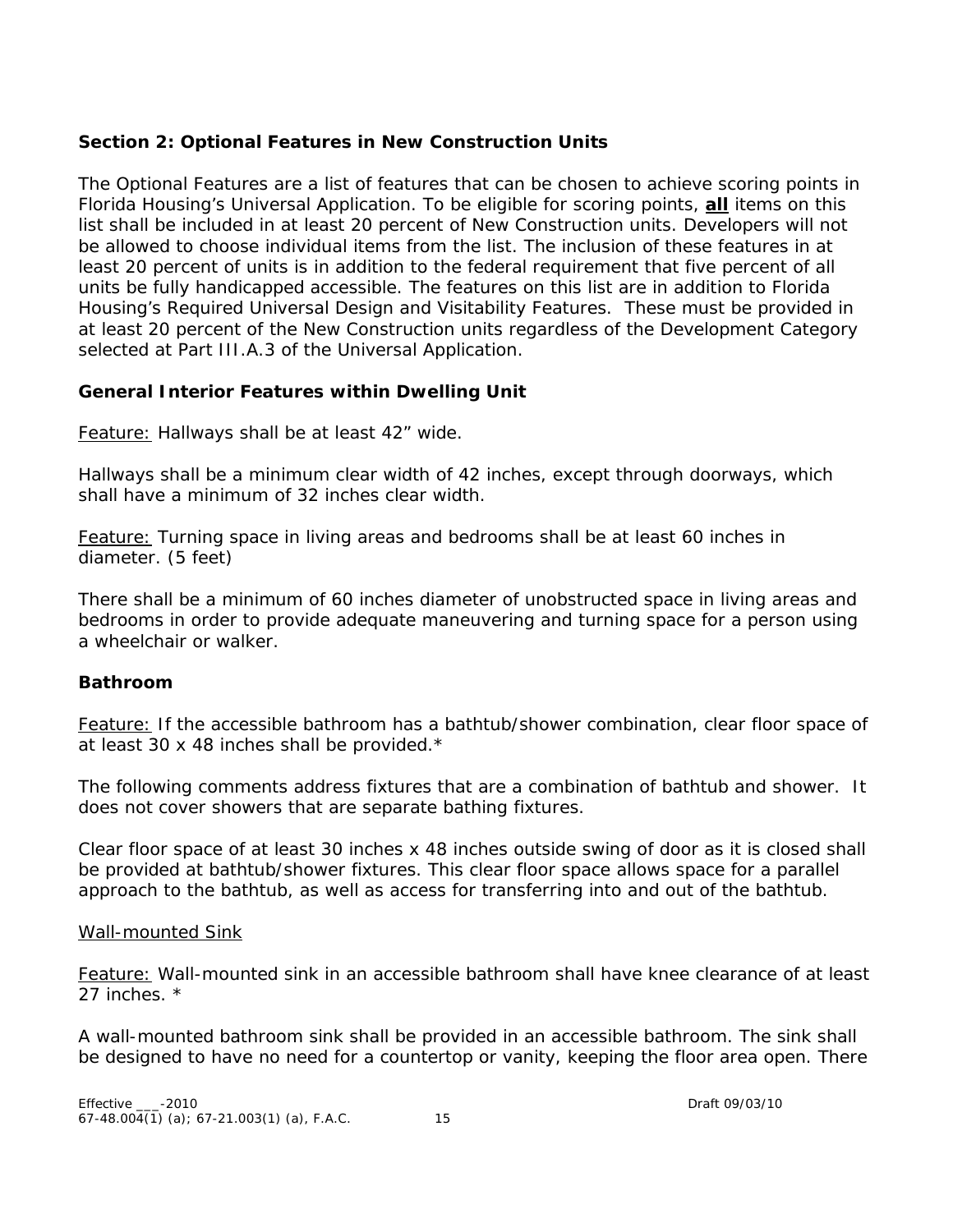## Section 2: Optional Features in New Construction Units

The Optional Features are a list of features that can be chosen to achieve scoring points in Florida Housing's Universal Application. To be eligible for scoring points, **all** items on this list shall be included in at least 20 percent of New Construction units. Developers will not be allowed to choose individual items from the list. The inclusion of these features in at least 20 percent of units is in addition to the federal requirement that five percent of all units be fully handicapped accessible. The features on this list are in addition to Florida Housing's Required Universal Design and Visitability Features. These must be provided in at least 20 percent of the New Construction units regardless of the Development Category selected at Part III.A.3 of the Universal Application.

### General Interior Features within Dwelling Unit

Feature: Hallways shall be at least 42" wide.

Hallways shall be a minimum clear width of 42 inches, except through doorways, which shall have a minimum of 32 inches clear width.

Feature: Turning space in living areas and bedrooms shall be at least 60 inches in diameter. (5 feet)

There shall be a minimum of 60 inches diameter of unobstructed space in living areas and bedrooms in order to provide adequate maneuvering and turning space for a person using a wheelchair or walker.

### Bathroom

Feature: If the accessible bathroom has a bathtub/shower combination, clear floor space of at least 30 x 48 inches shall be provided.*

The following comments address fixtures that are a combination of bathtub and shower. It does not cover showers that are separate bathing fixtures.

Clear floor space of at least 30 inches x 48 inches outside swing of door as it is closed shall be provided at bathtub/shower fixtures. This clear floor space allows space for a parallel approach to the bathtub, as well as access for transferring into and out of the bathtub.

Wall-mounted Sink

Feature: Wall-mounted sink in an accessible bathroom shall have knee clearance of at least 27 inches. *

A wall-mounted bathroom sink shall be provided in an accessible bathroom. The sink shall be designed to have no need for a countertop or vanity, keeping the floor area open. There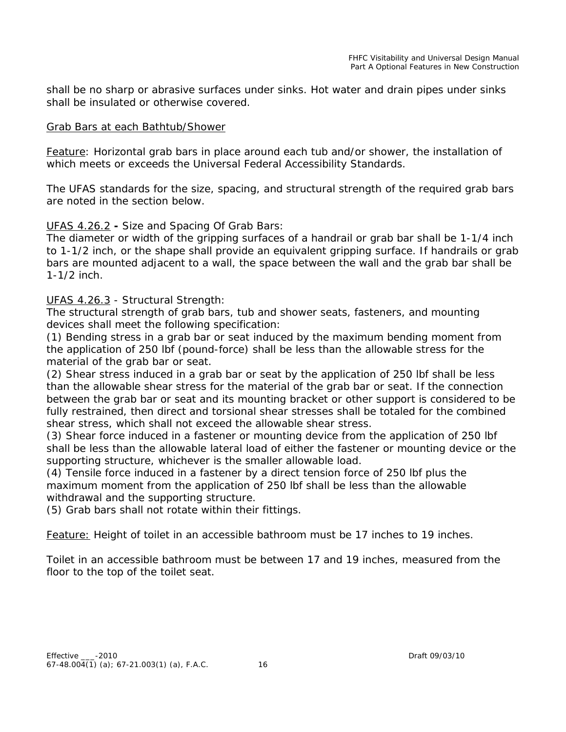shall be no sharp or abrasive surfaces under sinks. Hot water and drain pipes under sinks shall be insulated or otherwise covered.

<u>Grab Bars at each Bathtub/Shower</u>

<u>Feature</u>: Horizontal grab bars in place around each tub and/or shower, the installation of which meets or exceeds the Universal Federal Accessibility Standards.

The UFAS standards for the size, spacing, and structural strength of the required grab bars are noted in the section below.

<u>UFAS 4.26.2</u> **-** Size and Spacing Of Grab Bars:
The diameter or width of the gripping surfaces of a handrail or grab bar shall be 1-1/4 inch to 1-1/2 inch, or the shape shall provide an equivalent gripping surface. If handrails or grab bars are mounted adjacent to a wall, the space between the wall and the grab bar shall be 1-1/2 inch.

<u>UFAS 4.26.3</u> - Structural Strength:
The structural strength of grab bars, tub and shower seats, fasteners, and mounting devices shall meet the following specification:
(1) Bending stress in a grab bar or seat induced by the maximum bending moment from the application of 250 lbf (pound-force) shall be less than the allowable stress for the material of the grab bar or seat.
(2) Shear stress induced in a grab bar or seat by the application of 250 lbf shall be less than the allowable shear stress for the material of the grab bar or seat. If the connection between the grab bar or seat and its mounting bracket or other support is considered to be fully restrained, then direct and torsional shear stresses shall be totaled for the combined shear stress, which shall not exceed the allowable shear stress.
(3) Shear force induced in a fastener or mounting device from the application of 250 lbf shall be less than the allowable lateral load of either the fastener or mounting device or the supporting structure, whichever is the smaller allowable load.
(4) Tensile force induced in a fastener by a direct tension force of 250 lbf plus the maximum moment from the application of 250 lbf shall be less than the allowable withdrawal and the supporting structure.
(5) Grab bars shall not rotate within their fittings.

<u>Feature:</u> Height of toilet in an accessible bathroom must be 17 inches to 19 inches.

Toilet in an accessible bathroom must be between 17 and 19 inches, measured from the floor to the top of the toilet seat.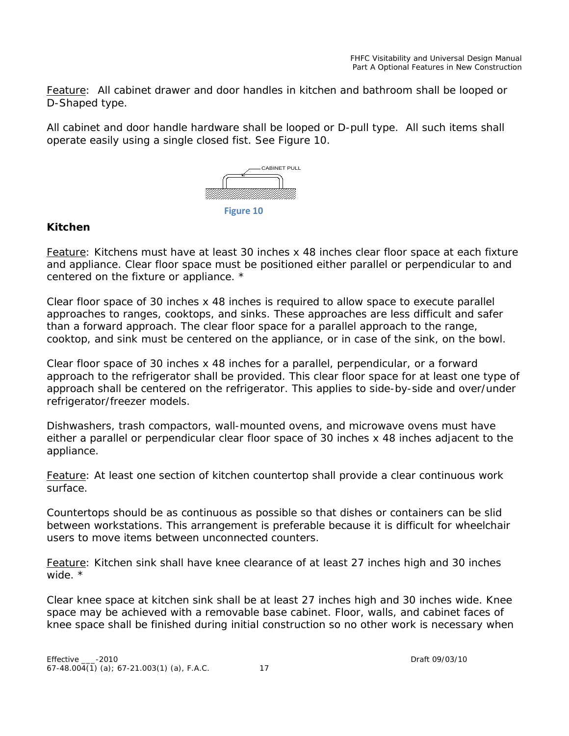Feature: All cabinet drawer and door handles in kitchen and bathroom shall be looped or D-Shaped type.

All cabinet and door handle hardware shall be looped or D-pull type. All such items shall operate easily using a single closed fist. See Figure 10.

CABINET PULL

Figure 10

**Kitchen**

Feature: Kitchens must have at least 30 inches x 48 inches clear floor space at each fixture and appliance. Clear floor space must be positioned either parallel or perpendicular to and centered on the fixture or appliance. *

Clear floor space of 30 inches x 48 inches is required to allow space to execute parallel approaches to ranges, cooktops, and sinks. These approaches are less difficult and safer than a forward approach. The clear floor space for a parallel approach to the range, cooktop, and sink must be centered on the appliance, or in case of the sink, on the bowl.

Clear floor space of 30 inches x 48 inches for a parallel, perpendicular, or a forward approach to the refrigerator shall be provided. This clear floor space for at least one type of approach shall be centered on the refrigerator. This applies to side-by-side and over/under refrigerator/freezer models.

Dishwashers, trash compactors, wall-mounted ovens, and microwave ovens must have either a parallel or perpendicular clear floor space of 30 inches x 48 inches adjacent to the appliance.

Feature: At least one section of kitchen countertop shall provide a clear continuous work surface.

Countertops should be as continuous as possible so that dishes or containers can be slid between workstations. This arrangement is preferable because it is difficult for wheelchair users to move items between unconnected counters.

Feature: Kitchen sink shall have knee clearance of at least 27 inches high and 30 inches wide. *

Clear knee space at kitchen sink shall be at least 27 inches high and 30 inches wide. Knee space may be achieved with a removable base cabinet. Floor, walls, and cabinet faces of knee space shall be finished during initial construction so no other work is necessary when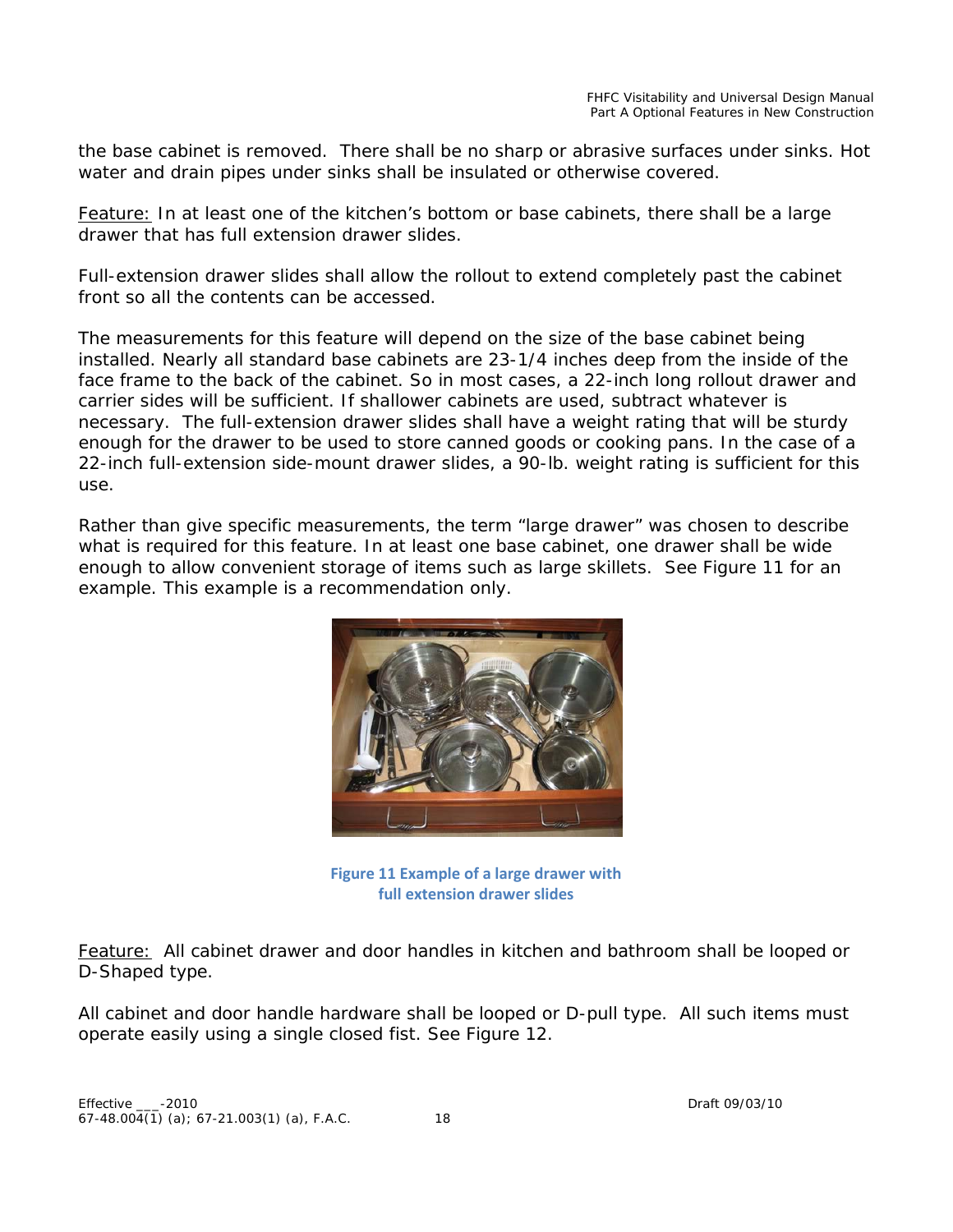the base cabinet is removed. There shall be no sharp or abrasive surfaces under sinks. Hot water and drain pipes under sinks shall be insulated or otherwise covered.

Feature: In at least one of the kitchen's bottom or base cabinets, there shall be a large drawer that has full extension drawer slides.

Full-extension drawer slides shall allow the rollout to extend completely past the cabinet front so all the contents can be accessed.

The measurements for this feature will depend on the size of the base cabinet being installed. Nearly all standard base cabinets are 23-1/4 inches deep from the inside of the face frame to the back of the cabinet. So in most cases, a 22-inch long rollout drawer and carrier sides will be sufficient. If shallower cabinets are used, subtract whatever is necessary. The full-extension drawer slides shall have a weight rating that will be sturdy enough for the drawer to be used to store canned goods or cooking pans. In the case of a 22-inch full-extension side-mount drawer slides, a 90-lb. weight rating is sufficient for this use.

Rather than give specific measurements, the term "large drawer" was chosen to describe what is required for this feature. In at least one base cabinet, one drawer shall be wide enough to allow convenient storage of items such as large skillets. See Figure 11 for an example. This example is a recommendation only.

**Figure 11 Example of a large drawer with full extension drawer slides**

Feature: All cabinet drawer and door handles in kitchen and bathroom shall be looped or D-Shaped type.

All cabinet and door handle hardware shall be looped or D-pull type. All such items must operate easily using a single closed fist. See Figure 12.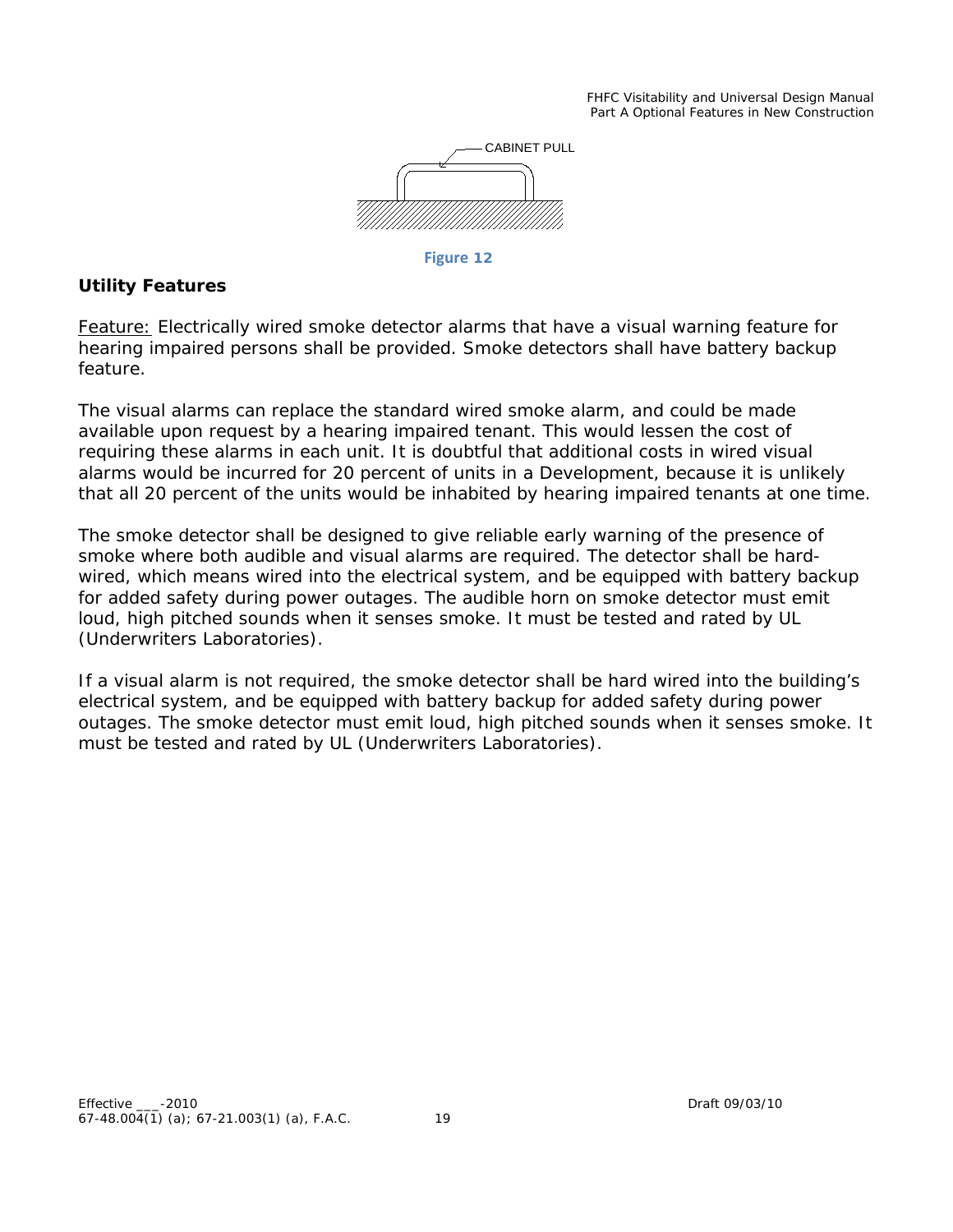CABINET PULL

Figure 12

**Utility Features**

Feature: Electrically wired smoke detector alarms that have a visual warning feature for hearing impaired persons shall be provided. Smoke detectors shall have battery backup feature.

The visual alarms can replace the standard wired smoke alarm, and could be made available upon request by a hearing impaired tenant. This would lessen the cost of requiring these alarms in each unit. It is doubtful that additional costs in wired visual alarms would be incurred for 20 percent of units in a Development, because it is unlikely that all 20 percent of the units would be inhabited by hearing impaired tenants at one time.

The smoke detector shall be designed to give reliable early warning of the presence of smoke where both audible and visual alarms are required. The detector shall be hard-wired, which means wired into the electrical system, and be equipped with battery backup for added safety during power outages. The audible horn on smoke detector must emit loud, high pitched sounds when it senses smoke. It must be tested and rated by UL (Underwriters Laboratories).

If a visual alarm is not required, the smoke detector shall be hard wired into the building's electrical system, and be equipped with battery backup for added safety during power outages. The smoke detector must emit loud, high pitched sounds when it senses smoke. It must be tested and rated by UL (Underwriters Laboratories).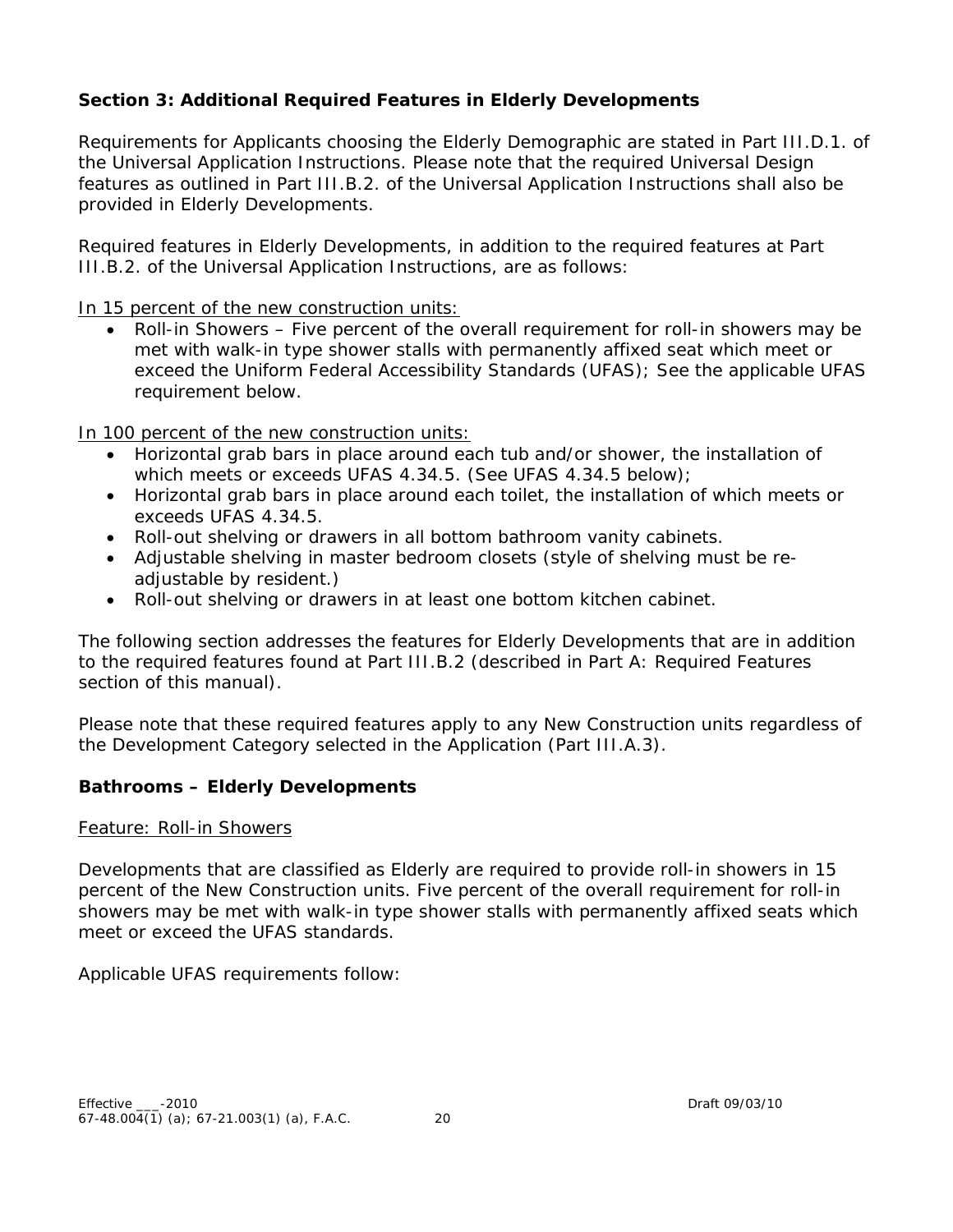## Section 3: Additional Required Features in Elderly Developments

Requirements for Applicants choosing the Elderly Demographic are stated in Part III.D.1. of the Universal Application Instructions. Please note that the required Universal Design features as outlined in Part III.B.2. of the Universal Application Instructions shall also be provided in Elderly Developments.

Required features in Elderly Developments, in addition to the required features at Part III.B.2. of the Universal Application Instructions, are as follows:

<u>In 15 percent of the new construction units:</u>

- Roll-in Showers – Five percent of the overall requirement for roll-in showers may be met with walk-in type shower stalls with permanently affixed seat which meet or exceed the Uniform Federal Accessibility Standards (UFAS); See the applicable UFAS requirement below.

<u>In 100 percent of the new construction units:</u>

- Horizontal grab bars in place around each tub and/or shower, the installation of which meets or exceeds UFAS 4.34.5. (See UFAS 4.34.5 below);
- Horizontal grab bars in place around each toilet, the installation of which meets or exceeds UFAS 4.34.5.
- Roll-out shelving or drawers in all bottom bathroom vanity cabinets.
- Adjustable shelving in master bedroom closets (style of shelving must be re-adjustable by resident.)
- Roll-out shelving or drawers in at least one bottom kitchen cabinet.

The following section addresses the features for Elderly Developments that are in addition to the required features found at Part III.B.2 (described in Part A: Required Features section of this manual).

Please note that these required features apply to any New Construction units regardless of the Development Category selected in the Application (Part III.A.3).

### Bathrooms – Elderly Developments

<u>Feature: Roll-in Showers</u>

Developments that are classified as Elderly are required to provide roll-in showers in 15 percent of the New Construction units. Five percent of the overall requirement for roll-in showers may be met with walk-in type shower stalls with permanently affixed seats which meet or exceed the UFAS standards.

Applicable UFAS requirements follow: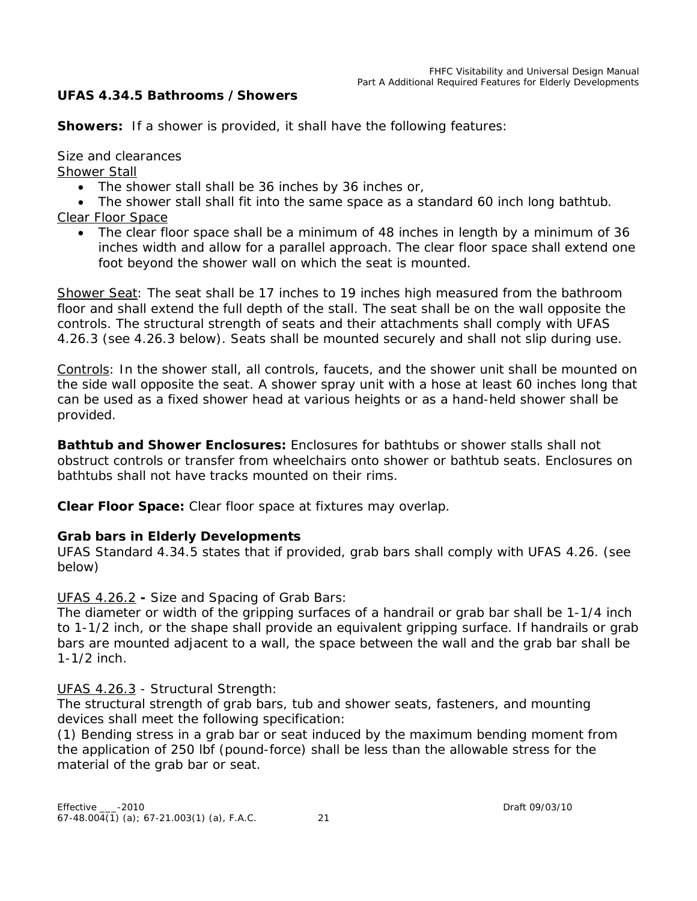**UFAS 4.34.5 Bathrooms / Showers**

**Showers:** If a shower is provided, it shall have the following features:

Size and clearances

Shower Stall

- The shower stall shall be 36 inches by 36 inches or,
- The shower stall shall fit into the same space as a standard 60 inch long bathtub.

Clear Floor Space

- The clear floor space shall be a minimum of 48 inches in length by a minimum of 36 inches width and allow for a parallel approach. The clear floor space shall extend one foot beyond the shower wall on which the seat is mounted.

Shower Seat: The seat shall be 17 inches to 19 inches high measured from the bathroom floor and shall extend the full depth of the stall. The seat shall be on the wall opposite the controls. The structural strength of seats and their attachments shall comply with UFAS 4.26.3 (see 4.26.3 below). Seats shall be mounted securely and shall not slip during use.

Controls: In the shower stall, all controls, faucets, and the shower unit shall be mounted on the side wall opposite the seat. A shower spray unit with a hose at least 60 inches long that can be used as a fixed shower head at various heights or as a hand-held shower shall be provided.

**Bathtub and Shower Enclosures:** Enclosures for bathtubs or shower stalls shall not obstruct controls or transfer from wheelchairs onto shower or bathtub seats. Enclosures on bathtubs shall not have tracks mounted on their rims.

**Clear Floor Space:** Clear floor space at fixtures may overlap.

**Grab bars in Elderly Developments**

UFAS Standard 4.34.5 states that if provided, grab bars shall comply with UFAS 4.26. (see below)

UFAS 4.26.2 **-** Size and Spacing of Grab Bars:
The diameter or width of the gripping surfaces of a handrail or grab bar shall be 1-1/4 inch to 1-1/2 inch, or the shape shall provide an equivalent gripping surface. If handrails or grab bars are mounted adjacent to a wall, the space between the wall and the grab bar shall be 1-1/2 inch.

UFAS 4.26.3 - Structural Strength:
The structural strength of grab bars, tub and shower seats, fasteners, and mounting devices shall meet the following specification:

(1) Bending stress in a grab bar or seat induced by the maximum bending moment from the application of 250 lbf (pound-force) shall be less than the allowable stress for the material of the grab bar or seat.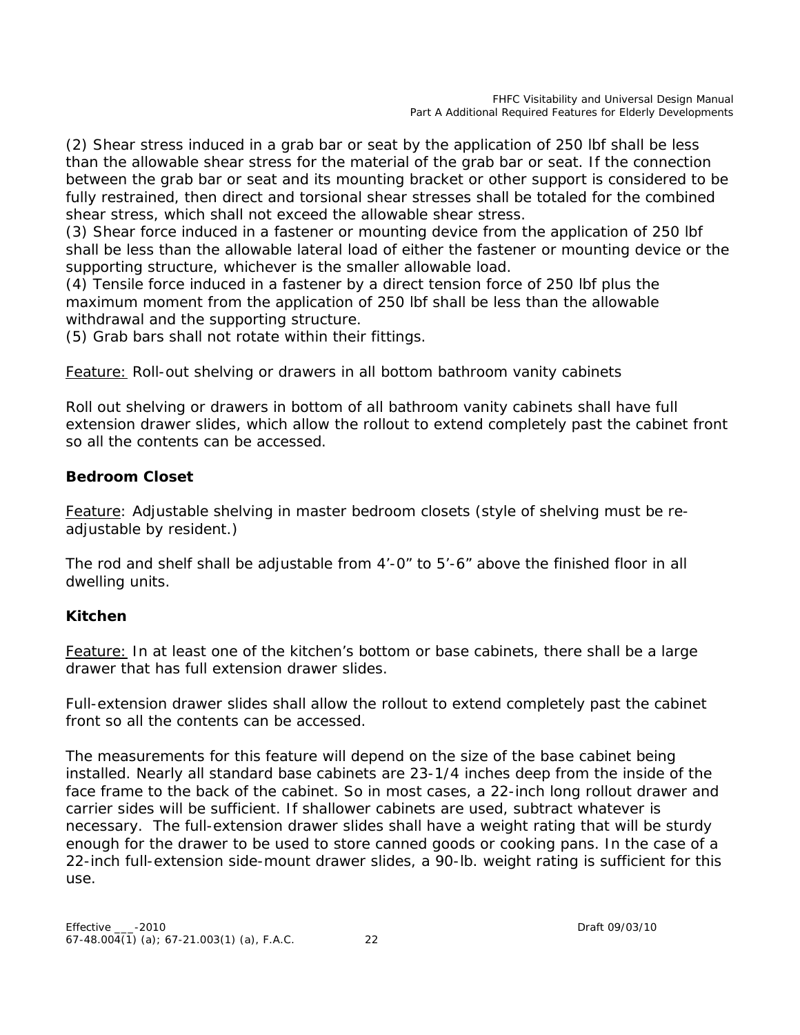(2) Shear stress induced in a grab bar or seat by the application of 250 lbf shall be less than the allowable shear stress for the material of the grab bar or seat. If the connection between the grab bar or seat and its mounting bracket or other support is considered to be fully restrained, then direct and torsional shear stresses shall be totaled for the combined shear stress, which shall not exceed the allowable shear stress.
(3) Shear force induced in a fastener or mounting device from the application of 250 lbf shall be less than the allowable lateral load of either the fastener or mounting device or the supporting structure, whichever is the smaller allowable load.
(4) Tensile force induced in a fastener by a direct tension force of 250 lbf plus the maximum moment from the application of 250 lbf shall be less than the allowable withdrawal and the supporting structure.
(5) Grab bars shall not rotate within their fittings.

<u>Feature:</u> Roll-out shelving or drawers in all bottom bathroom vanity cabinets

Roll out shelving or drawers in bottom of all bathroom vanity cabinets shall have full extension drawer slides, which allow the rollout to extend completely past the cabinet front so all the contents can be accessed.

**Bedroom Closet**

<u>Feature</u>: Adjustable shelving in master bedroom closets (style of shelving must be re-adjustable by resident.)

The rod and shelf shall be adjustable from 4'-0" to 5'-6" above the finished floor in all dwelling units.

**Kitchen**

<u>Feature:</u> In at least one of the kitchen's bottom or base cabinets, there shall be a large drawer that has full extension drawer slides.

Full-extension drawer slides shall allow the rollout to extend completely past the cabinet front so all the contents can be accessed.

The measurements for this feature will depend on the size of the base cabinet being installed. Nearly all standard base cabinets are 23-1/4 inches deep from the inside of the face frame to the back of the cabinet. So in most cases, a 22-inch long rollout drawer and carrier sides will be sufficient. If shallower cabinets are used, subtract whatever is necessary. The full-extension drawer slides shall have a weight rating that will be sturdy enough for the drawer to be used to store canned goods or cooking pans. In the case of a 22-inch full-extension side-mount drawer slides, a 90-lb. weight rating is sufficient for this use.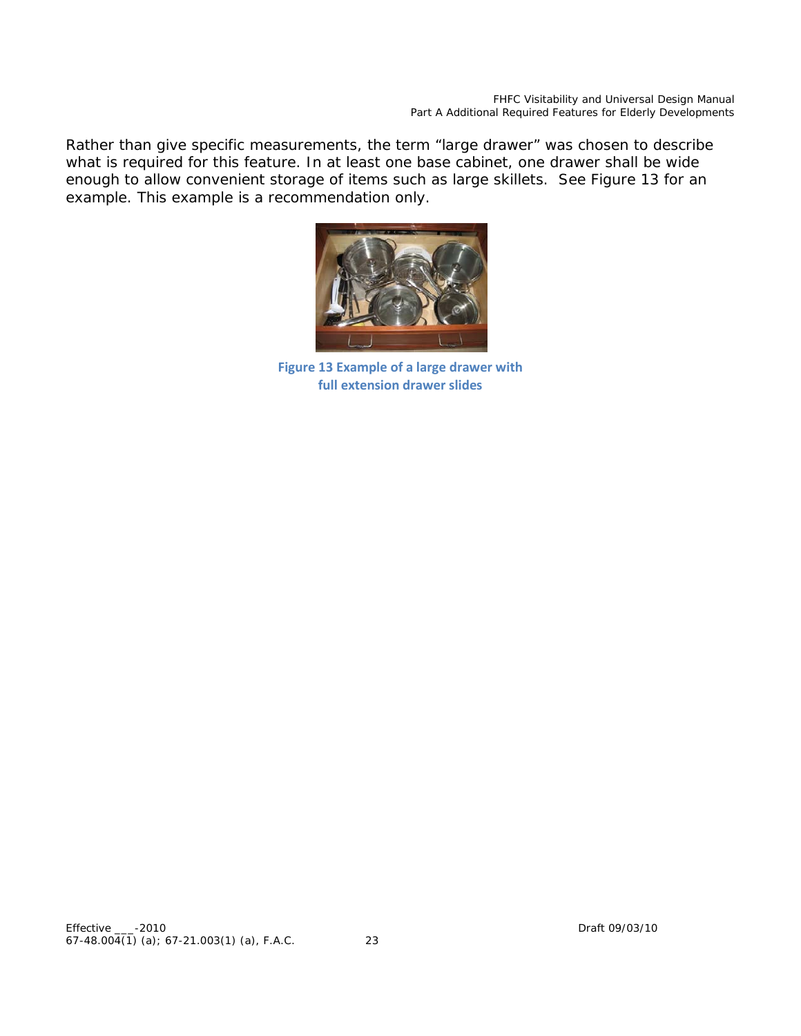Rather than give specific measurements, the term “large drawer” was chosen to describe what is required for this feature. In at least one base cabinet, one drawer shall be wide enough to allow convenient storage of items such as large skillets. See Figure 13 for an example. This example is a recommendation only.

**Figure 13 Example of a large drawer with full extension drawer slides**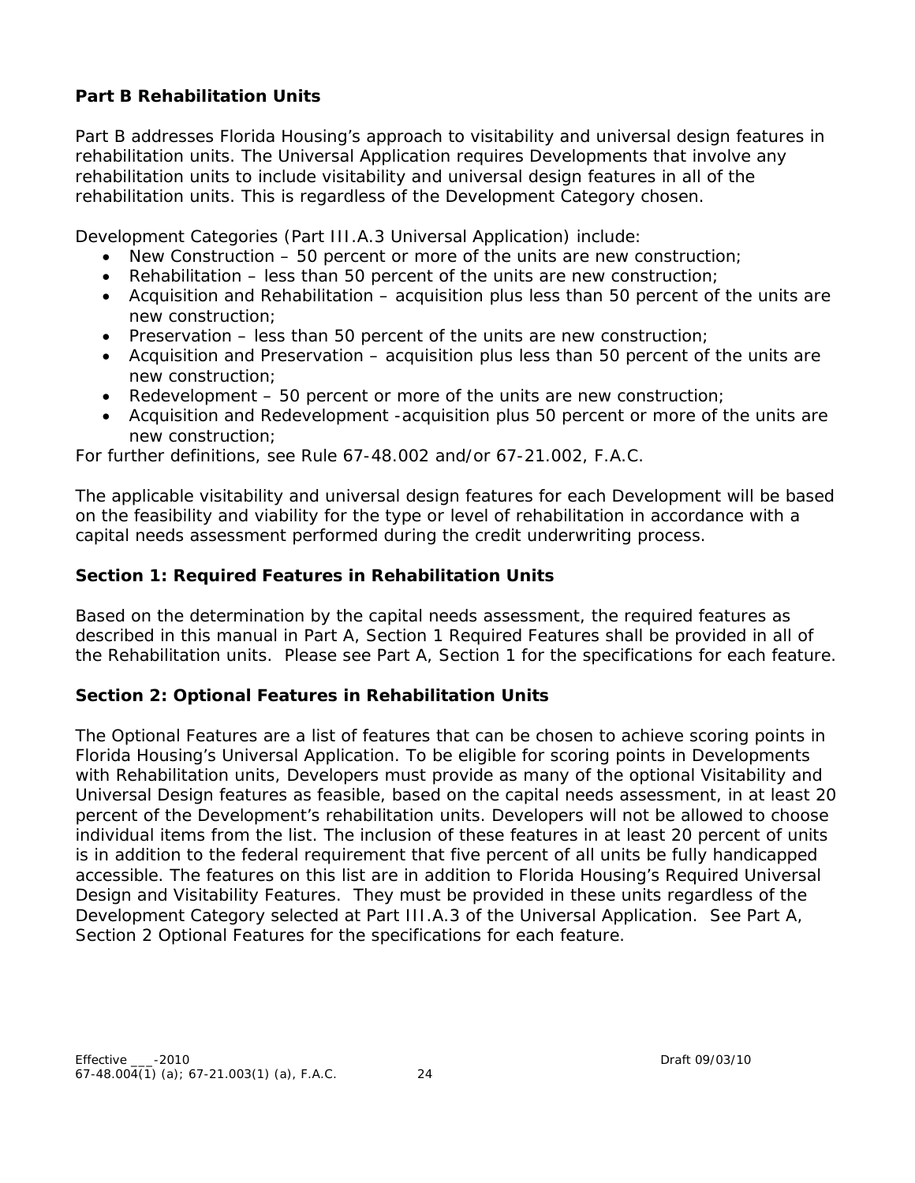**Part B Rehabilitation Units**

Part B addresses Florida Housing's approach to visitability and universal design features in rehabilitation units. The Universal Application requires Developments that involve any rehabilitation units to include visitability and universal design features in all of the rehabilitation units. This is regardless of the Development Category chosen.

Development Categories (Part III.A.3 Universal Application) include:

- New Construction – 50 percent or more of the units are new construction;
- Rehabilitation – less than 50 percent of the units are new construction;
- Acquisition and Rehabilitation – acquisition plus less than 50 percent of the units are new construction;
- Preservation – less than 50 percent of the units are new construction;
- Acquisition and Preservation – acquisition plus less than 50 percent of the units are new construction;
- Redevelopment – 50 percent or more of the units are new construction;
- Acquisition and Redevelopment -acquisition plus 50 percent or more of the units are new construction;

For further definitions, see Rule 67-48.002 and/or 67-21.002, F.A.C.

The applicable visitability and universal design features for each Development will be based on the feasibility and viability for the type or level of rehabilitation in accordance with a capital needs assessment performed during the credit underwriting process.

**Section 1: Required Features in Rehabilitation Units**

Based on the determination by the capital needs assessment, the required features as described in this manual in Part A, Section 1 Required Features shall be provided in all of the Rehabilitation units. Please see Part A, Section 1 for the specifications for each feature.

**Section 2: Optional Features in Rehabilitation Units**

The Optional Features are a list of features that can be chosen to achieve scoring points in Florida Housing's Universal Application. To be eligible for scoring points in Developments with Rehabilitation units, Developers must provide as many of the optional Visitability and Universal Design features as feasible, based on the capital needs assessment, in at least 20 percent of the Development's rehabilitation units. Developers will not be allowed to choose individual items from the list. The inclusion of these features in at least 20 percent of units is in addition to the federal requirement that five percent of all units be fully handicapped accessible. The features on this list are in addition to Florida Housing's Required Universal Design and Visitability Features. They must be provided in these units regardless of the Development Category selected at Part III.A.3 of the Universal Application. See Part A, Section 2 Optional Features for the specifications for each feature.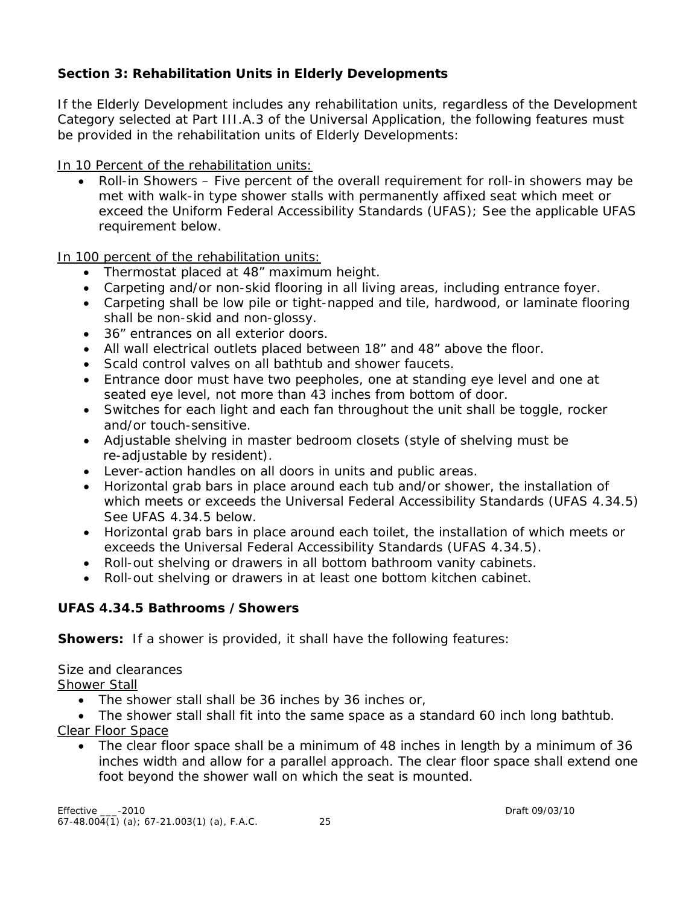### Section 3: Rehabilitation Units in Elderly Developments

If the Elderly Development includes any rehabilitation units, regardless of the Development Category selected at Part III.A.3 of the Universal Application, the following features must be provided in the rehabilitation units of Elderly Developments:

In 10 Percent of the rehabilitation units:

- Roll-in Showers – Five percent of the overall requirement for roll-in showers may be met with walk-in type shower stalls with permanently affixed seat which meet or exceed the Uniform Federal Accessibility Standards (UFAS); See the applicable UFAS requirement below.

In 100 percent of the rehabilitation units:

- Thermostat placed at 48" maximum height.
- Carpeting and/or non-skid flooring in all living areas, including entrance foyer.
- Carpeting shall be low pile or tight-napped and tile, hardwood, or laminate flooring shall be non-skid and non-glossy.
- 36" entrances on all exterior doors.
- All wall electrical outlets placed between 18" and 48" above the floor.
- Scald control valves on all bathtub and shower faucets.
- Entrance door must have two peepholes, one at standing eye level and one at seated eye level, not more than 43 inches from bottom of door.
- Switches for each light and each fan throughout the unit shall be toggle, rocker and/or touch-sensitive.
- Adjustable shelving in master bedroom closets (style of shelving must be re-adjustable by resident).
- Lever-action handles on all doors in units and public areas.
- Horizontal grab bars in place around each tub and/or shower, the installation of which meets or exceeds the Universal Federal Accessibility Standards (UFAS 4.34.5) See UFAS 4.34.5 below.
- Horizontal grab bars in place around each toilet, the installation of which meets or exceeds the Universal Federal Accessibility Standards (UFAS 4.34.5).
- Roll-out shelving or drawers in all bottom bathroom vanity cabinets.
- Roll-out shelving or drawers in at least one bottom kitchen cabinet.

### UFAS 4.34.5 Bathrooms / Showers

**Showers:** If a shower is provided, it shall have the following features:

Size and clearances

Shower Stall

- The shower stall shall be 36 inches by 36 inches or,
- The shower stall shall fit into the same space as a standard 60 inch long bathtub.

Clear Floor Space

- The clear floor space shall be a minimum of 48 inches in length by a minimum of 36 inches width and allow for a parallel approach. The clear floor space shall extend one foot beyond the shower wall on which the seat is mounted.

Effective ___-2010 Draft 09/03/10

67-48.004(1) (a); 67-21.003(1) (a), F.A.C.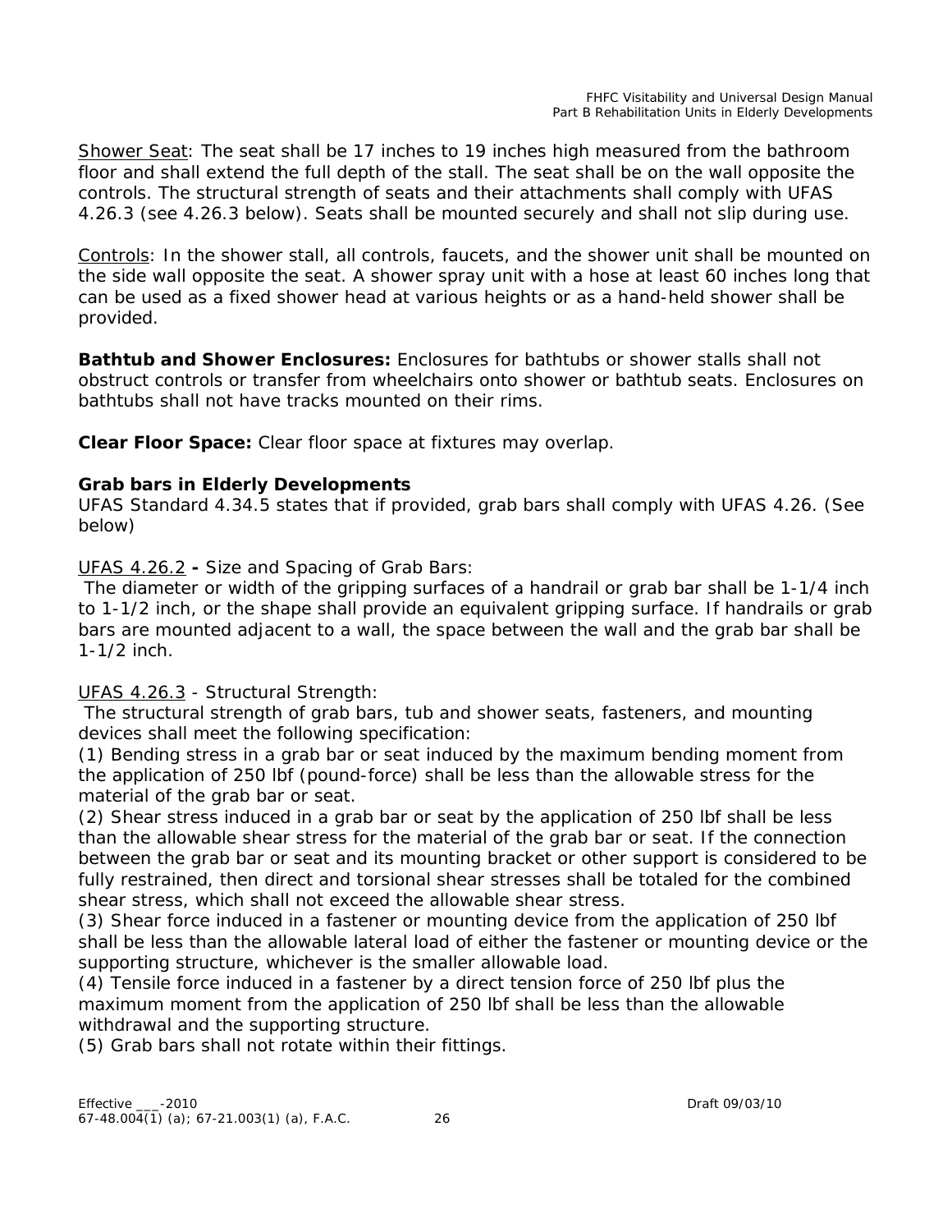Shower Seat: The seat shall be 17 inches to 19 inches high measured from the bathroom floor and shall extend the full depth of the stall. The seat shall be on the wall opposite the controls. The structural strength of seats and their attachments shall comply with UFAS 4.26.3 (see 4.26.3 below). Seats shall be mounted securely and shall not slip during use.

Controls: In the shower stall, all controls, faucets, and the shower unit shall be mounted on the side wall opposite the seat. A shower spray unit with a hose at least 60 inches long that can be used as a fixed shower head at various heights or as a hand-held shower shall be provided.

**Bathtub and Shower Enclosures:** Enclosures for bathtubs or shower stalls shall not obstruct controls or transfer from wheelchairs onto shower or bathtub seats. Enclosures on bathtubs shall not have tracks mounted on their rims.

**Clear Floor Space:** Clear floor space at fixtures may overlap.

**Grab bars in Elderly Developments**

UFAS Standard 4.34.5 states that if provided, grab bars shall comply with UFAS 4.26. (See below)

UFAS 4.26.2 **-** Size and Spacing of Grab Bars:

The diameter or width of the gripping surfaces of a handrail or grab bar shall be 1-1/4 inch to 1-1/2 inch, or the shape shall provide an equivalent gripping surface. If handrails or grab bars are mounted adjacent to a wall, the space between the wall and the grab bar shall be 1-1/2 inch.

UFAS 4.26.3 - Structural Strength:

The structural strength of grab bars, tub and shower seats, fasteners, and mounting devices shall meet the following specification:

(1) Bending stress in a grab bar or seat induced by the maximum bending moment from the application of 250 lbf (pound-force) shall be less than the allowable stress for the material of the grab bar or seat.

(2) Shear stress induced in a grab bar or seat by the application of 250 lbf shall be less than the allowable shear stress for the material of the grab bar or seat. If the connection between the grab bar or seat and its mounting bracket or other support is considered to be fully restrained, then direct and torsional shear stresses shall be totaled for the combined shear stress, which shall not exceed the allowable shear stress.

(3) Shear force induced in a fastener or mounting device from the application of 250 lbf shall be less than the allowable lateral load of either the fastener or mounting device or the supporting structure, whichever is the smaller allowable load.

(4) Tensile force induced in a fastener by a direct tension force of 250 lbf plus the maximum moment from the application of 250 lbf shall be less than the allowable withdrawal and the supporting structure.

(5) Grab bars shall not rotate within their fittings.